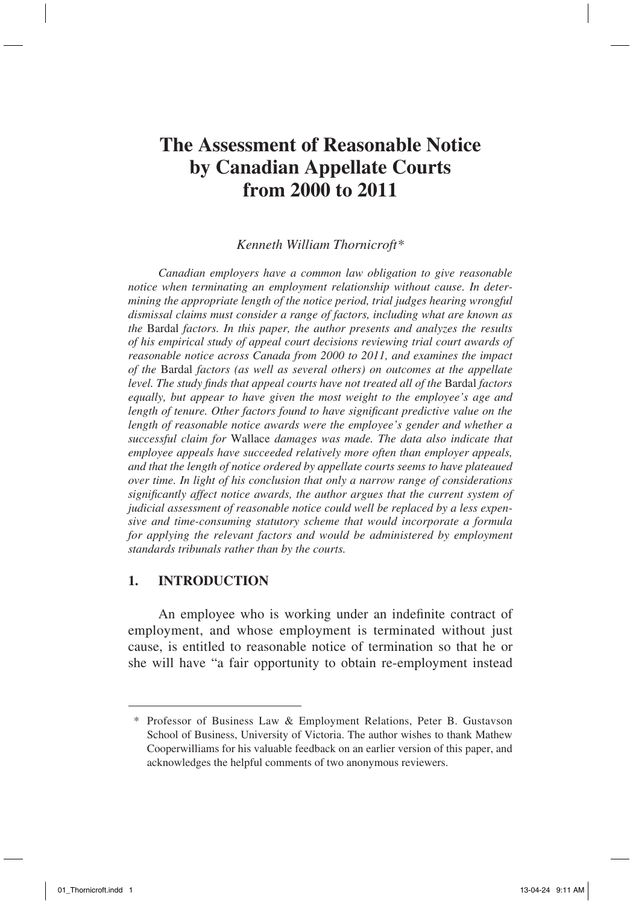# The Assessment of Reasonable Notice by Canadian Appellate Courts from 2000 to 2011

*Kenneth William Thornicroft\**

*Canadian employers have a common law obligation to give reasonable notice when terminating an employment relationship without cause. In determining the appropriate length of the notice period, trial judges hearing wrongful dismissal claims must consider a range of factors, including what are known as the* Bardal *factors. In this paper, the author presents and analyzes the results of his empirical study of appeal court decisions reviewing trial court awards of reasonable notice across Canada from 2000 to 2011, and examines the impact of the* Bardal *factors (as well as several others) on outcomes at the appellate level. The study finds that appeal courts have not treated all of the* Bardal *factors equally, but appear to have given the most weight to the employee's age and length of tenure. Other factors found to have significant predictive value on the length of reasonable notice awards were the employee's gender and whether a successful claim for* Wallace *damages was made. The data also indicate that employee appeals have succeeded relatively more often than employer appeals, and that the length of notice ordered by appellate courts seems to have plateaued over time. In light of his conclusion that only a narrow range of considerations significantly affect notice awards, the author argues that the current system of judicial assessment of reasonable notice could well be replaced by a less expensive and time-consuming statutory scheme that would incorporate a formula for applying the relevant factors and would be administered by employment standards tribunals rather than by the courts.*

## 1. INTRODUCTION

An employee who is working under an indefinite contract of employment, and whose employment is terminated without just cause, is entitled to reasonable notice of termination so that he or she will have "a fair opportunity to obtain re-employment instead

\* Professor of Business Law & Employment Relations, Peter B. Gustavson School of Business, University of Victoria. The author wishes to thank Mathew Cooperwilliams for his valuable feedback on an earlier version of this paper, and acknowledges the helpful comments of two anonymous reviewers.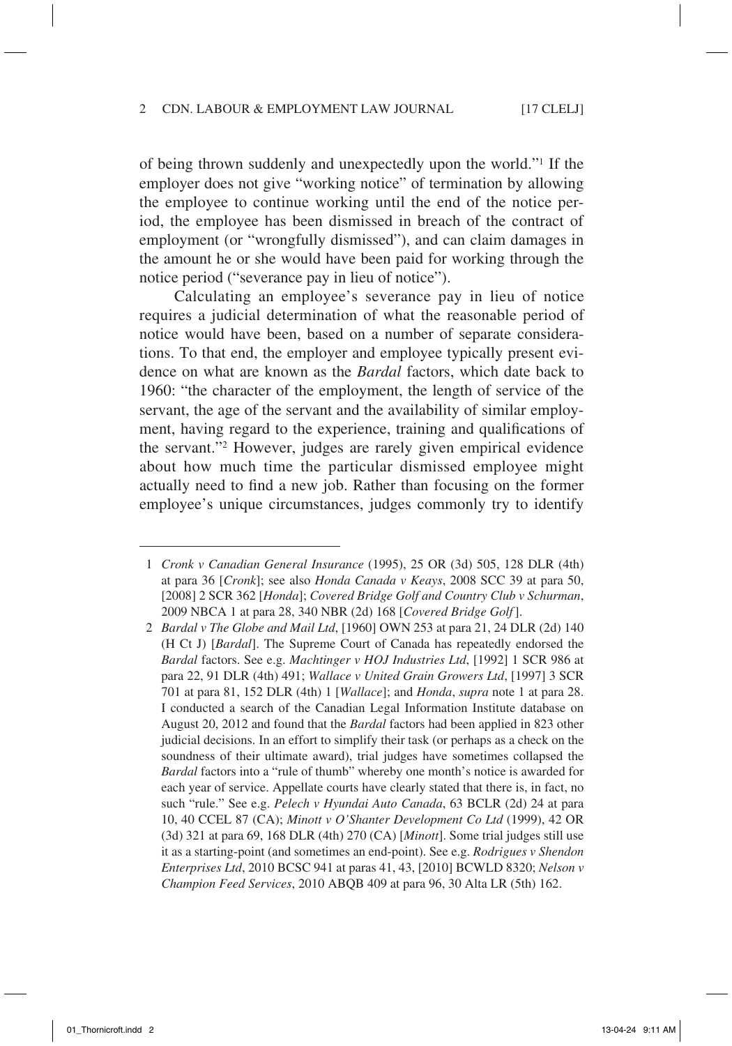of being thrown suddenly and unexpectedly upon the world."[1] If the employer does not give "working notice" of termination by allowing the employee to continue working until the end of the notice period, the employee has been dismissed in breach of the contract of employment (or "wrongfully dismissed"), and can claim damages in the amount he or she would have been paid for working through the notice period ("severance pay in lieu of notice").

Calculating an employee's severance pay in lieu of notice requires a judicial determination of what the reasonable period of notice would have been, based on a number of separate considerations. To that end, the employer and employee typically present evidence on what are known as the *Bardal* factors, which date back to 1960: "the character of the employment, the length of service of the servant, the age of the servant and the availability of similar employment, having regard to the experience, training and qualifications of the servant."[2] However, judges are rarely given empirical evidence about how much time the particular dismissed employee might actually need to find a new job. Rather than focusing on the former employee's unique circumstances, judges commonly try to identify

---

1 *Cronk v Canadian General Insurance* (1995), 25 OR (3d) 505, 128 DLR (4th) at para 36 [*Cronk*]; see also *Honda Canada v Keays*, 2008 SCC 39 at para 50, [2008] 2 SCR 362 [*Honda*]; *Covered Bridge Golf and Country Club v Schurman*, 2009 NBCA 1 at para 28, 340 NBR (2d) 168 [*Covered Bridge Golf*].

2 *Bardal v The Globe and Mail Ltd*, [1960] OWN 253 at para 21, 24 DLR (2d) 140 (H Ct J) [*Bardal*]. The Supreme Court of Canada has repeatedly endorsed the *Bardal* factors. See e.g. *Machtinger v HOJ Industries Ltd*, [1992] 1 SCR 986 at para 22, 91 DLR (4th) 491; *Wallace v United Grain Growers Ltd*, [1997] 3 SCR 701 at para 81, 152 DLR (4th) 1 [*Wallace*]; and *Honda*, *supra* note 1 at para 28. I conducted a search of the Canadian Legal Information Institute database on August 20, 2012 and found that the *Bardal* factors had been applied in 823 other judicial decisions. In an effort to simplify their task (or perhaps as a check on the soundness of their ultimate award), trial judges have sometimes collapsed the *Bardal* factors into a "rule of thumb" whereby one month's notice is awarded for each year of service. Appellate courts have clearly stated that there is, in fact, no such "rule." See e.g. *Pelech v Hyundai Auto Canada*, 63 BCLR (2d) 24 at para 10, 40 CCEL 87 (CA); *Minott v O'Shanter Development Co Ltd* (1999), 42 OR (3d) 321 at para 69, 168 DLR (4th) 270 (CA) [*Minott*]. Some trial judges still use it as a starting-point (and sometimes an end-point). See e.g. *Rodrigues v Shendon Enterprises Ltd*, 2010 BCSC 941 at paras 41, 43, [2010] BCWLD 8320; *Nelson v Champion Feed Services*, 2010 ABQB 409 at para 96, 30 Alta LR (5th) 162.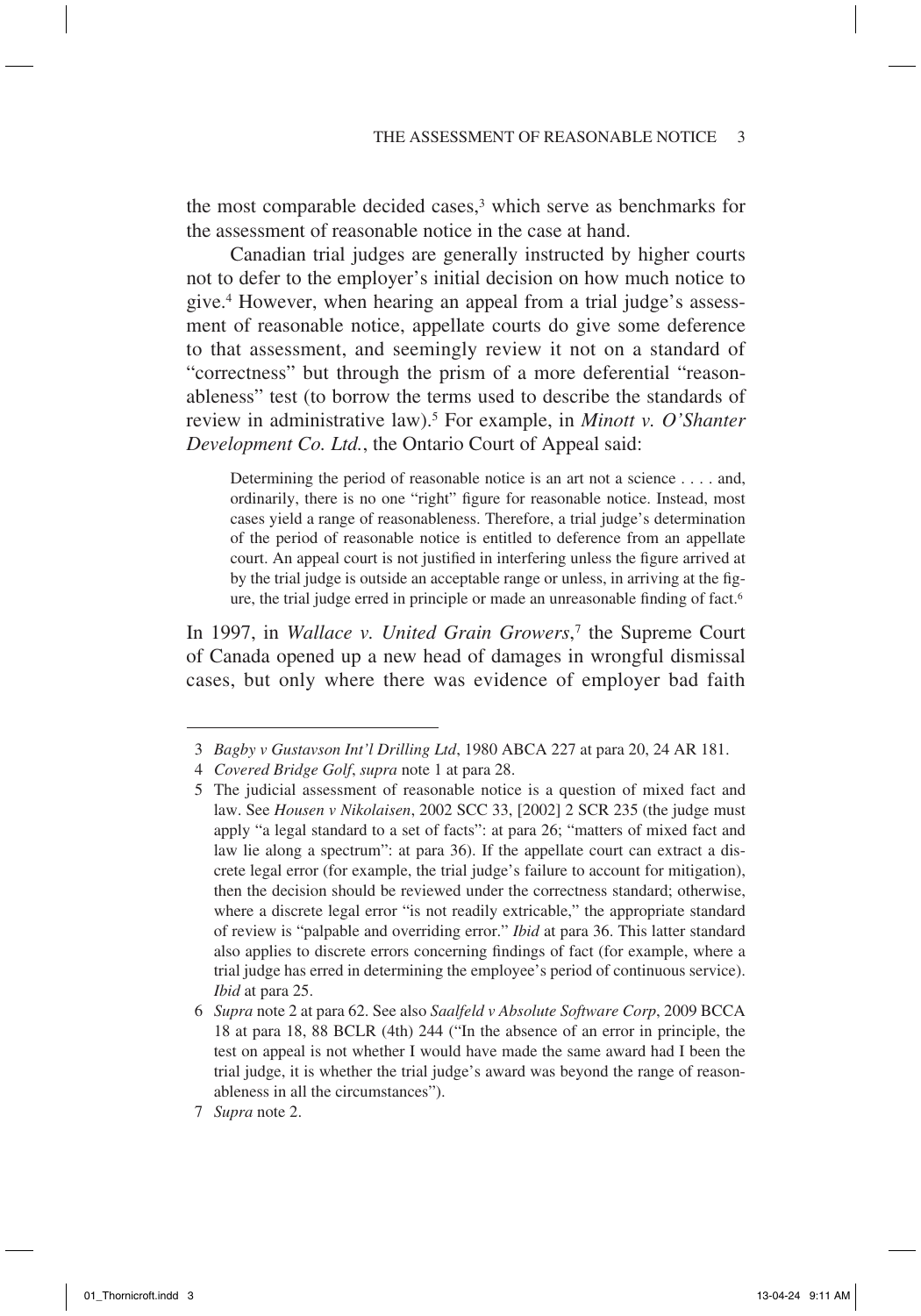the most comparable decided cases,[3] which serve as benchmarks for the assessment of reasonable notice in the case at hand.

Canadian trial judges are generally instructed by higher courts not to defer to the employer's initial decision on how much notice to give.[4] However, when hearing an appeal from a trial judge's assessment of reasonable notice, appellate courts do give some deference to that assessment, and seemingly review it not on a standard of "correctness" but through the prism of a more deferential "reasonableness" test (to borrow the terms used to describe the standards of review in administrative law).[5] For example, in *Minott v. O'Shanter Development Co. Ltd.*, the Ontario Court of Appeal said:

> Determining the period of reasonable notice is an art not a science . . . . and, ordinarily, there is no one "right" figure for reasonable notice. Instead, most cases yield a range of reasonableness. Therefore, a trial judge's determination of the period of reasonable notice is entitled to deference from an appellate court. An appeal court is not justified in interfering unless the figure arrived at by the trial judge is outside an acceptable range or unless, in arriving at the figure, the trial judge erred in principle or made an unreasonable finding of fact.[6]

In 1997, in *Wallace v. United Grain Growers*,[7] the Supreme Court of Canada opened up a new head of damages in wrongful dismissal cases, but only where there was evidence of employer bad faith

---

3 *Bagby v Gustavson Int'l Drilling Ltd*, 1980 ABCA 227 at para 20, 24 AR 181.

4 *Covered Bridge Golf*, *supra* note 1 at para 28.

5 The judicial assessment of reasonable notice is a question of mixed fact and law. See *Housen v Nikolaisen*, 2002 SCC 33, [2002] 2 SCR 235 (the judge must apply "a legal standard to a set of facts": at para 26; "matters of mixed fact and law lie along a spectrum": at para 36). If the appellate court can extract a discrete legal error (for example, the trial judge's failure to account for mitigation), then the decision should be reviewed under the correctness standard; otherwise, where a discrete legal error "is not readily extricable," the appropriate standard of review is "palpable and overriding error." *Ibid* at para 36. This latter standard also applies to discrete errors concerning findings of fact (for example, where a trial judge has erred in determining the employee's period of continuous service). *Ibid* at para 25.

6 *Supra* note 2 at para 62. See also *Saalfeld v Absolute Software Corp*, 2009 BCCA 18 at para 18, 88 BCLR (4th) 244 ("In the absence of an error in principle, the test on appeal is not whether I would have made the same award had I been the trial judge, it is whether the trial judge's award was beyond the range of reasonableness in all the circumstances").

7 *Supra* note 2.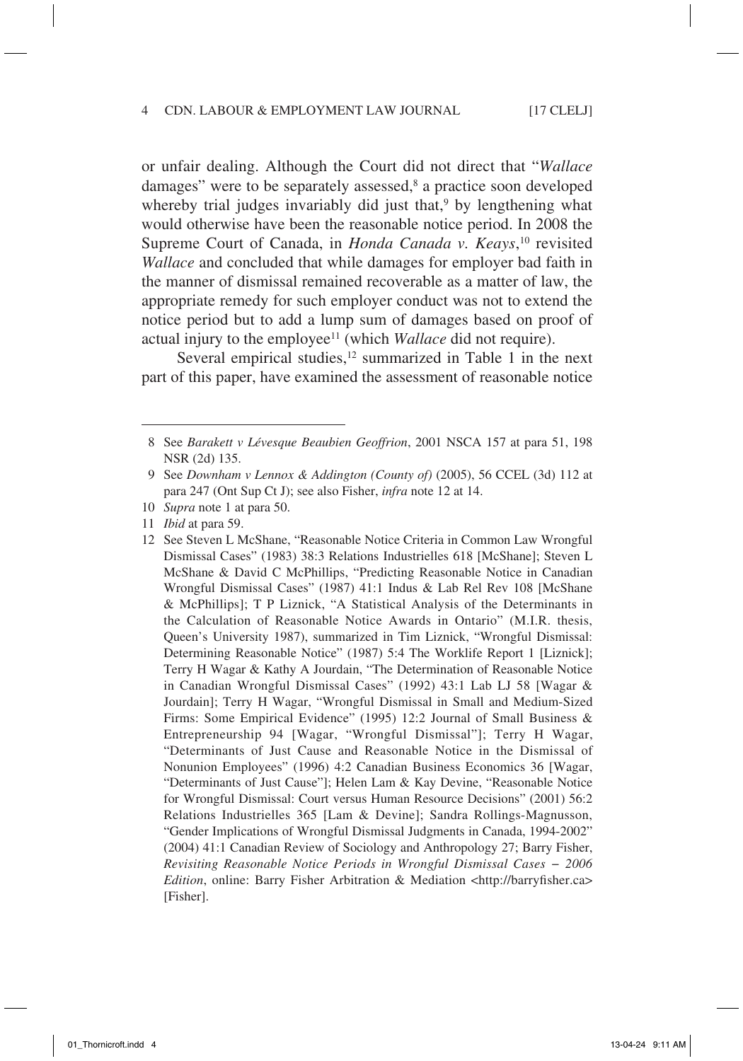or unfair dealing. Although the Court did not direct that "*Wallace* damages" were to be separately assessed,[8] a practice soon developed whereby trial judges invariably did just that,[9] by lengthening what would otherwise have been the reasonable notice period. In 2008 the Supreme Court of Canada, in *Honda Canada v. Keays*,[10] revisited *Wallace* and concluded that while damages for employer bad faith in the manner of dismissal remained recoverable as a matter of law, the appropriate remedy for such employer conduct was not to extend the notice period but to add a lump sum of damages based on proof of actual injury to the employee[11] (which *Wallace* did not require).

Several empirical studies,[12] summarized in Table 1 in the next part of this paper, have examined the assessment of reasonable notice

---

8 See *Barakett v Lévesque Beaubien Geoffrion*, 2001 NSCA 157 at para 51, 198 NSR (2d) 135.

9 See *Downham v Lennox & Addington (County of)* (2005), 56 CCEL (3d) 112 at para 247 (Ont Sup Ct J); see also Fisher, *infra* note 12 at 14.

10 *Supra* note 1 at para 50.

11 *Ibid* at para 59.

12 See Steven L McShane, "Reasonable Notice Criteria in Common Law Wrongful Dismissal Cases" (1983) 38:3 Relations Industrielles 618 [McShane]; Steven L McShane & David C McPhillips, "Predicting Reasonable Notice in Canadian Wrongful Dismissal Cases" (1987) 41:1 Indus & Lab Rel Rev 108 [McShane & McPhillips]; T P Liznick, "A Statistical Analysis of the Determinants in the Calculation of Reasonable Notice Awards in Ontario" (M.I.R. thesis, Queen's University 1987), summarized in Tim Liznick, "Wrongful Dismissal: Determining Reasonable Notice" (1987) 5:4 The Worklife Report 1 [Liznick]; Terry H Wagar & Kathy A Jourdain, "The Determination of Reasonable Notice in Canadian Wrongful Dismissal Cases" (1992) 43:1 Lab LJ 58 [Wagar & Jourdain]; Terry H Wagar, "Wrongful Dismissal in Small and Medium-Sized Firms: Some Empirical Evidence" (1995) 12:2 Journal of Small Business & Entrepreneurship 94 [Wagar, "Wrongful Dismissal"]; Terry H Wagar, "Determinants of Just Cause and Reasonable Notice in the Dismissal of Nonunion Employees" (1996) 4:2 Canadian Business Economics 36 [Wagar, "Determinants of Just Cause"]; Helen Lam & Kay Devine, "Reasonable Notice for Wrongful Dismissal: Court versus Human Resource Decisions" (2001) 56:2 Relations Industrielles 365 [Lam & Devine]; Sandra Rollings-Magnusson, "Gender Implications of Wrongful Dismissal Judgments in Canada, 1994-2002" (2004) 41:1 Canadian Review of Sociology and Anthropology 27; Barry Fisher, *Revisiting Reasonable Notice Periods in Wrongful Dismissal Cases – 2006 Edition*, online: Barry Fisher Arbitration & Mediation <http://barryfisher.ca> [Fisher].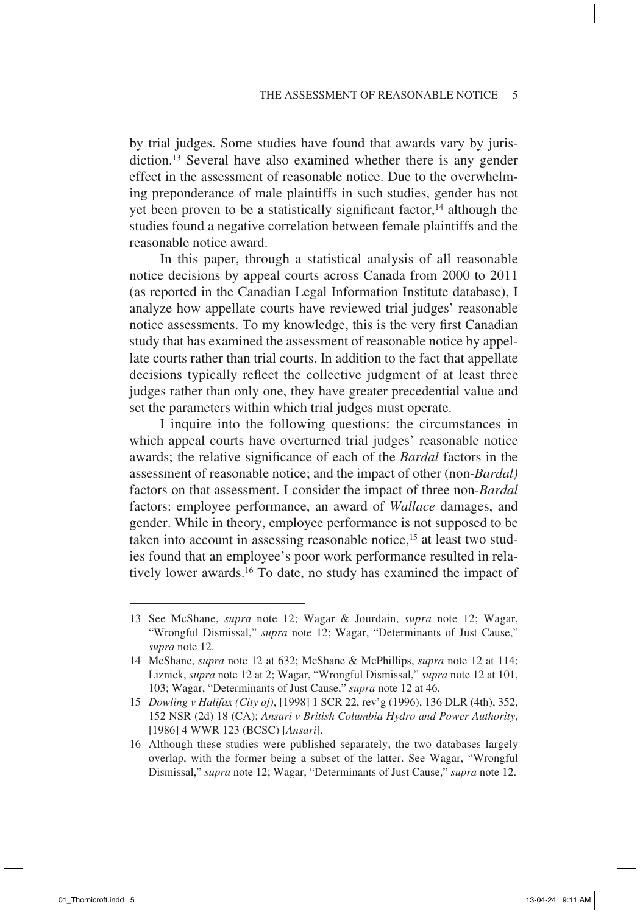by trial judges. Some studies have found that awards vary by jurisdiction.[13] Several have also examined whether there is any gender effect in the assessment of reasonable notice. Due to the overwhelming preponderance of male plaintiffs in such studies, gender has not yet been proven to be a statistically significant factor,[14] although the studies found a negative correlation between female plaintiffs and the reasonable notice award.

In this paper, through a statistical analysis of all reasonable notice decisions by appeal courts across Canada from 2000 to 2011 (as reported in the Canadian Legal Information Institute database), I analyze how appellate courts have reviewed trial judges' reasonable notice assessments. To my knowledge, this is the very first Canadian study that has examined the assessment of reasonable notice by appellate courts rather than trial courts. In addition to the fact that appellate decisions typically reflect the collective judgment of at least three judges rather than only one, they have greater precedential value and set the parameters within which trial judges must operate.

I inquire into the following questions: the circumstances in which appeal courts have overturned trial judges' reasonable notice awards; the relative significance of each of the *Bardal* factors in the assessment of reasonable notice; and the impact of other (non-*Bardal)* factors on that assessment. I consider the impact of three non-*Bardal* factors: employee performance, an award of *Wallace* damages, and gender. While in theory, employee performance is not supposed to be taken into account in assessing reasonable notice,[15] at least two studies found that an employee's poor work performance resulted in relatively lower awards.[16] To date, no study has examined the impact of

---

13 See McShane, *supra* note 12; Wagar & Jourdain, *supra* note 12; Wagar, "Wrongful Dismissal," *supra* note 12; Wagar, "Determinants of Just Cause," *supra* note 12.

14 McShane, *supra* note 12 at 632; McShane & McPhillips, *supra* note 12 at 114; Liznick, *supra* note 12 at 2; Wagar, "Wrongful Dismissal," *supra* note 12 at 101, 103; Wagar, "Determinants of Just Cause," *supra* note 12 at 46.

15 *Dowling v Halifax (City of)*, [1998] 1 SCR 22, rev'g (1996), 136 DLR (4th), 352, 152 NSR (2d) 18 (CA); *Ansari v British Columbia Hydro and Power Authority*, [1986] 4 WWR 123 (BCSC) [*Ansari*].

16 Although these studies were published separately, the two databases largely overlap, with the former being a subset of the latter. See Wagar, "Wrongful Dismissal," *supra* note 12; Wagar, "Determinants of Just Cause," *supra* note 12.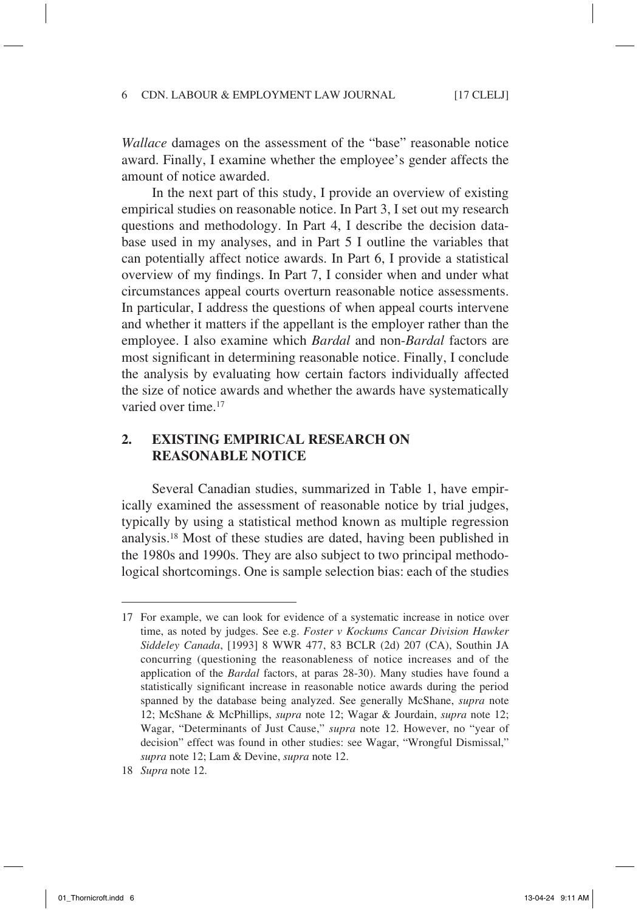*Wallace* damages on the assessment of the "base" reasonable notice award. Finally, I examine whether the employee's gender affects the amount of notice awarded.

In the next part of this study, I provide an overview of existing empirical studies on reasonable notice. In Part 3, I set out my research questions and methodology. In Part 4, I describe the decision database used in my analyses, and in Part 5 I outline the variables that can potentially affect notice awards. In Part 6, I provide a statistical overview of my findings. In Part 7, I consider when and under what circumstances appeal courts overturn reasonable notice assessments. In particular, I address the questions of when appeal courts intervene and whether it matters if the appellant is the employer rather than the employee. I also examine which *Bardal* and non-*Bardal* factors are most significant in determining reasonable notice. Finally, I conclude the analysis by evaluating how certain factors individually affected the size of notice awards and whether the awards have systematically varied over time.[17]

## 2. EXISTING EMPIRICAL RESEARCH ON REASONABLE NOTICE

Several Canadian studies, summarized in Table 1, have empirically examined the assessment of reasonable notice by trial judges, typically by using a statistical method known as multiple regression analysis.[18] Most of these studies are dated, having been published in the 1980s and 1990s. They are also subject to two principal methodological shortcomings. One is sample selection bias: each of the studies

---

17 For example, we can look for evidence of a systematic increase in notice over time, as noted by judges. See e.g. *Foster v Kockums Cancar Division Hawker Siddeley Canada*, [1993] 8 WWR 477, 83 BCLR (2d) 207 (CA), Southin JA concurring (questioning the reasonableness of notice increases and of the application of the *Bardal* factors, at paras 28-30). Many studies have found a statistically significant increase in reasonable notice awards during the period spanned by the database being analyzed. See generally McShane, *supra* note 12; McShane & McPhillips, *supra* note 12; Wagar & Jourdain, *supra* note 12; Wagar, "Determinants of Just Cause," *supra* note 12. However, no "year of decision" effect was found in other studies: see Wagar, "Wrongful Dismissal," *supra* note 12; Lam & Devine, *supra* note 12.

18 *Supra* note 12.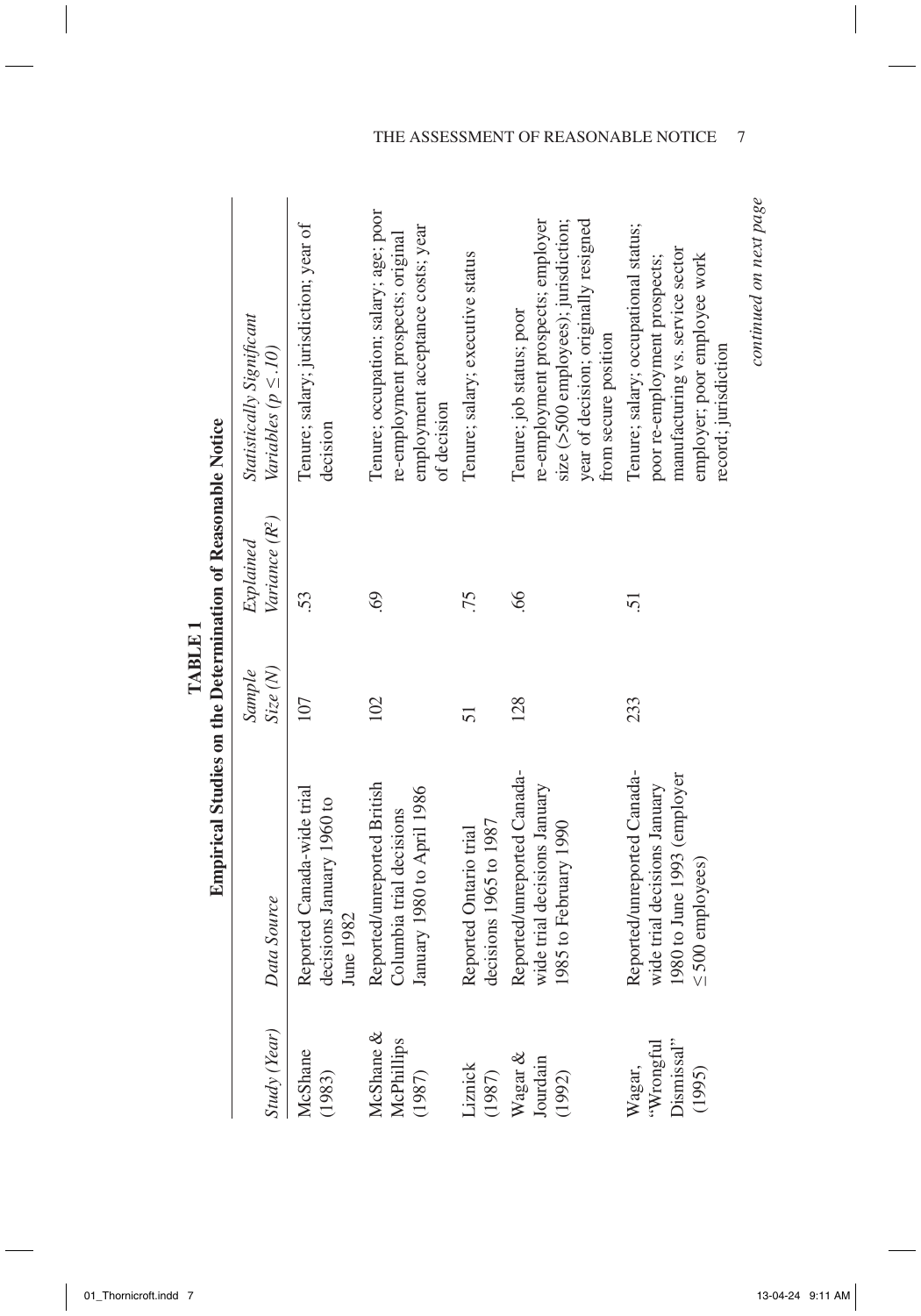**TABLE 1**

**Empirical Studies on the Determination of Reasonable Notice**

| *Study (Year)* | *Data Source* | *Sample Size (N)* | *Explained Variance ($R^2$)* | *Statistically Significant Variables ($p \leq .10$)* |
|---|---|---|---|---|
| McShane (1983) | Reported Canada-wide trial decisions January 1960 to June 1982 | 107 | .53 | Tenure; salary; jurisdiction; year of decision |
| McShane & McPhillips (1987) | Reported/unreported British Columbia trial decisions January 1980 to April 1986 | 102 | .69 | Tenure; occupation; salary; age; poor re-employment prospects; original employment acceptance costs; year of decision |
| Liznick (1987) | Reported Ontario trial decisions 1965 to 1987 | 51 | .75 | Tenure; salary; executive status |
| Wagar & Jourdain (1992) | Reported/unreported Canada-wide trial decisions January 1985 to February 1990 | 128 | .66 | Tenure; job status; poor re-employment prospects; employer size (>500 employees); jurisdiction; year of decision; originally resigned from secure position |
| Wagar, "Wrongful Dismissal" (1995) | Reported/unreported Canada-wide trial decisions January 1980 to June 1993 (employer ≤ 500 employees) | 233 | .51 | Tenure; salary; occupational status; poor re-employment prospects; manufacturing vs. service sector employer; poor employee work record; jurisdiction |

*continued on next page*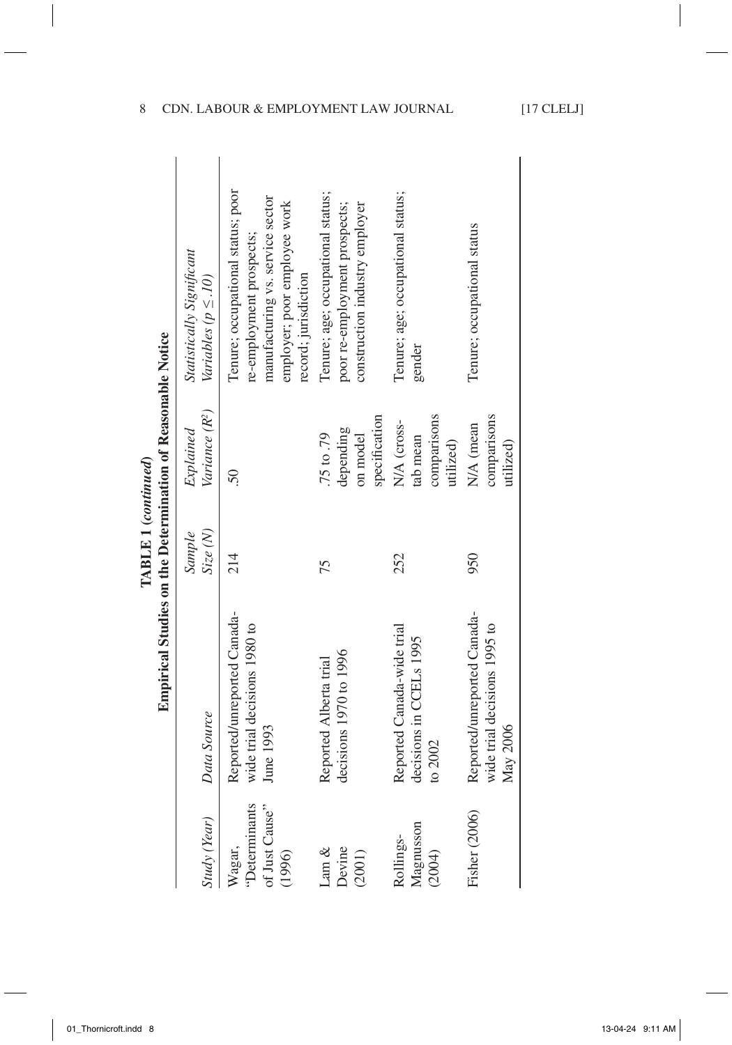**TABLE 1 (*continued*)**
**Empirical Studies on the Determination of Reasonable Notice**

| *Study (Year)* | *Data Source* | *Sample Size (N)* | *Explained Variance ($R^2$)* | *Statistically Significant Variables ($p \leq .10$)* |
|---|---|---|---|---|
| Wagar, "Determinants of Just Cause" (1996) | Reported/unreported Canada-wide trial decisions 1980 to June 1993 | 214 | .50 | Tenure; occupational status; poor re-employment prospects; manufacturing vs. service sector employer; poor employee work record; jurisdiction |
| Lam & Devine (2001) | Reported Alberta trial decisions 1970 to 1996 | 75 | .75 to .79 depending on model specification | Tenure; age; occupational status; poor re-employment prospects; construction industry employer |
| Rollings-Magnusson (2004) | Reported Canada-wide trial decisions in CCELs 1995 to 2002 | 252 | N/A (cross-tab mean comparisons utilized) | Tenure; age; occupational status; gender |
| Fisher (2006) | Reported/unreported Canada-wide trial decisions 1995 to May 2006 | 950 | N/A (mean comparisons utilized) | Tenure; occupational status |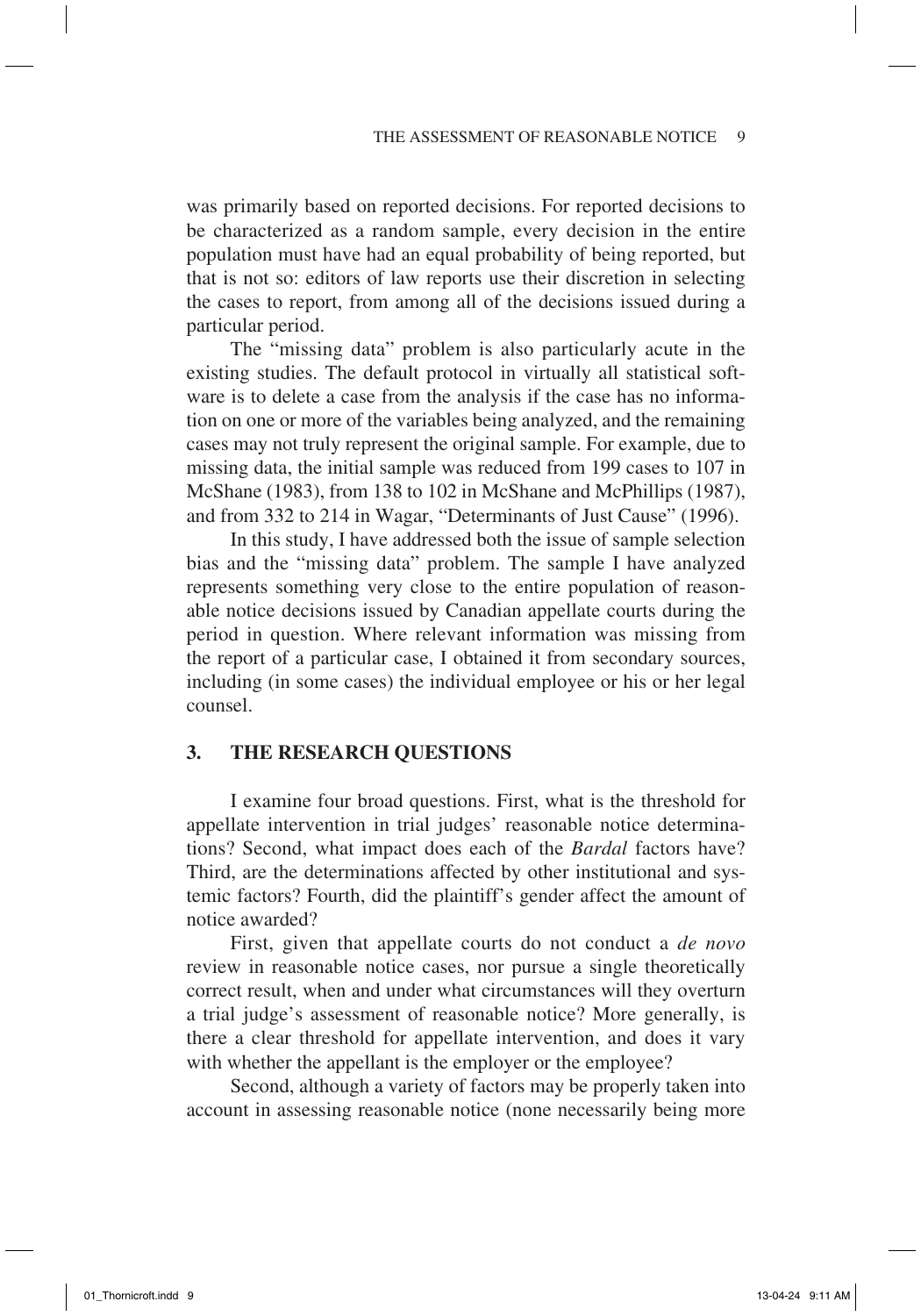was primarily based on reported decisions. For reported decisions to be characterized as a random sample, every decision in the entire population must have had an equal probability of being reported, but that is not so: editors of law reports use their discretion in selecting the cases to report, from among all of the decisions issued during a particular period.

The "missing data" problem is also particularly acute in the existing studies. The default protocol in virtually all statistical software is to delete a case from the analysis if the case has no information on one or more of the variables being analyzed, and the remaining cases may not truly represent the original sample. For example, due to missing data, the initial sample was reduced from 199 cases to 107 in McShane (1983), from 138 to 102 in McShane and McPhillips (1987), and from 332 to 214 in Wagar, "Determinants of Just Cause" (1996).

In this study, I have addressed both the issue of sample selection bias and the "missing data" problem. The sample I have analyzed represents something very close to the entire population of reasonable notice decisions issued by Canadian appellate courts during the period in question. Where relevant information was missing from the report of a particular case, I obtained it from secondary sources, including (in some cases) the individual employee or his or her legal counsel.

## 3. THE RESEARCH QUESTIONS

I examine four broad questions. First, what is the threshold for appellate intervention in trial judges' reasonable notice determinations? Second, what impact does each of the *Bardal* factors have? Third, are the determinations affected by other institutional and systemic factors? Fourth, did the plaintiff's gender affect the amount of notice awarded?

First, given that appellate courts do not conduct a *de novo* review in reasonable notice cases, nor pursue a single theoretically correct result, when and under what circumstances will they overturn a trial judge's assessment of reasonable notice? More generally, is there a clear threshold for appellate intervention, and does it vary with whether the appellant is the employer or the employee?

Second, although a variety of factors may be properly taken into account in assessing reasonable notice (none necessarily being more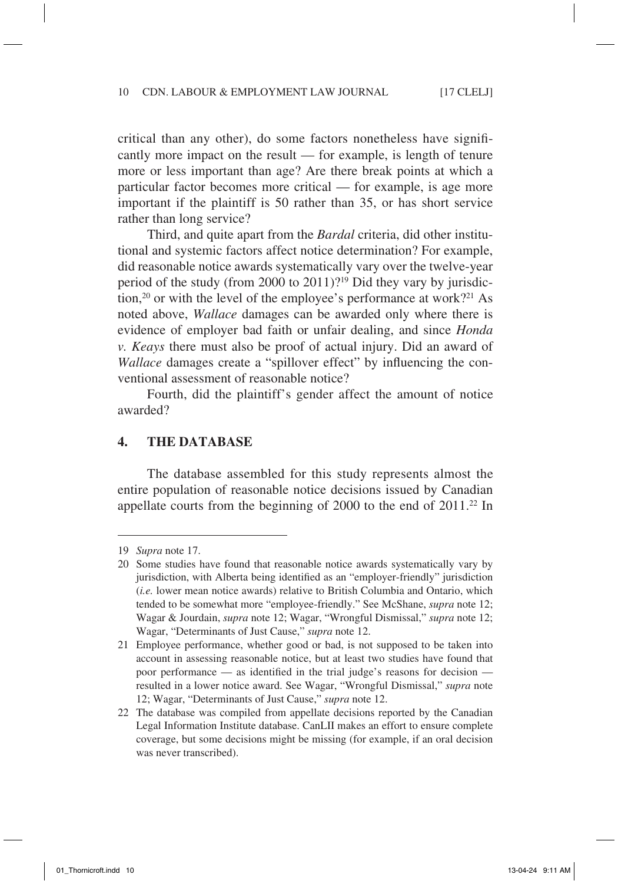critical than any other), do some factors nonetheless have significantly more impact on the result — for example, is length of tenure more or less important than age? Are there break points at which a particular factor becomes more critical — for example, is age more important if the plaintiff is 50 rather than 35, or has short service rather than long service?

Third, and quite apart from the *Bardal* criteria, did other institutional and systemic factors affect notice determination? For example, did reasonable notice awards systematically vary over the twelve-year period of the study (from 2000 to 2011)?[19] Did they vary by jurisdiction,[20] or with the level of the employee's performance at work?[21] As noted above, *Wallace* damages can be awarded only where there is evidence of employer bad faith or unfair dealing, and since *Honda v. Keays* there must also be proof of actual injury. Did an award of *Wallace* damages create a "spillover effect" by influencing the conventional assessment of reasonable notice?

Fourth, did the plaintiff's gender affect the amount of notice awarded?

## 4. THE DATABASE

The database assembled for this study represents almost the entire population of reasonable notice decisions issued by Canadian appellate courts from the beginning of 2000 to the end of 2011.[22] In

---

19 *Supra* note 17.

20 Some studies have found that reasonable notice awards systematically vary by jurisdiction, with Alberta being identified as an "employer-friendly" jurisdiction (*i.e.* lower mean notice awards) relative to British Columbia and Ontario, which tended to be somewhat more "employee-friendly." See McShane, *supra* note 12; Wagar & Jourdain, *supra* note 12; Wagar, "Wrongful Dismissal," *supra* note 12; Wagar, "Determinants of Just Cause," *supra* note 12.

21 Employee performance, whether good or bad, is not supposed to be taken into account in assessing reasonable notice, but at least two studies have found that poor performance — as identified in the trial judge's reasons for decision — resulted in a lower notice award. See Wagar, "Wrongful Dismissal," *supra* note 12; Wagar, "Determinants of Just Cause," *supra* note 12.

22 The database was compiled from appellate decisions reported by the Canadian Legal Information Institute database. CanLII makes an effort to ensure complete coverage, but some decisions might be missing (for example, if an oral decision was never transcribed).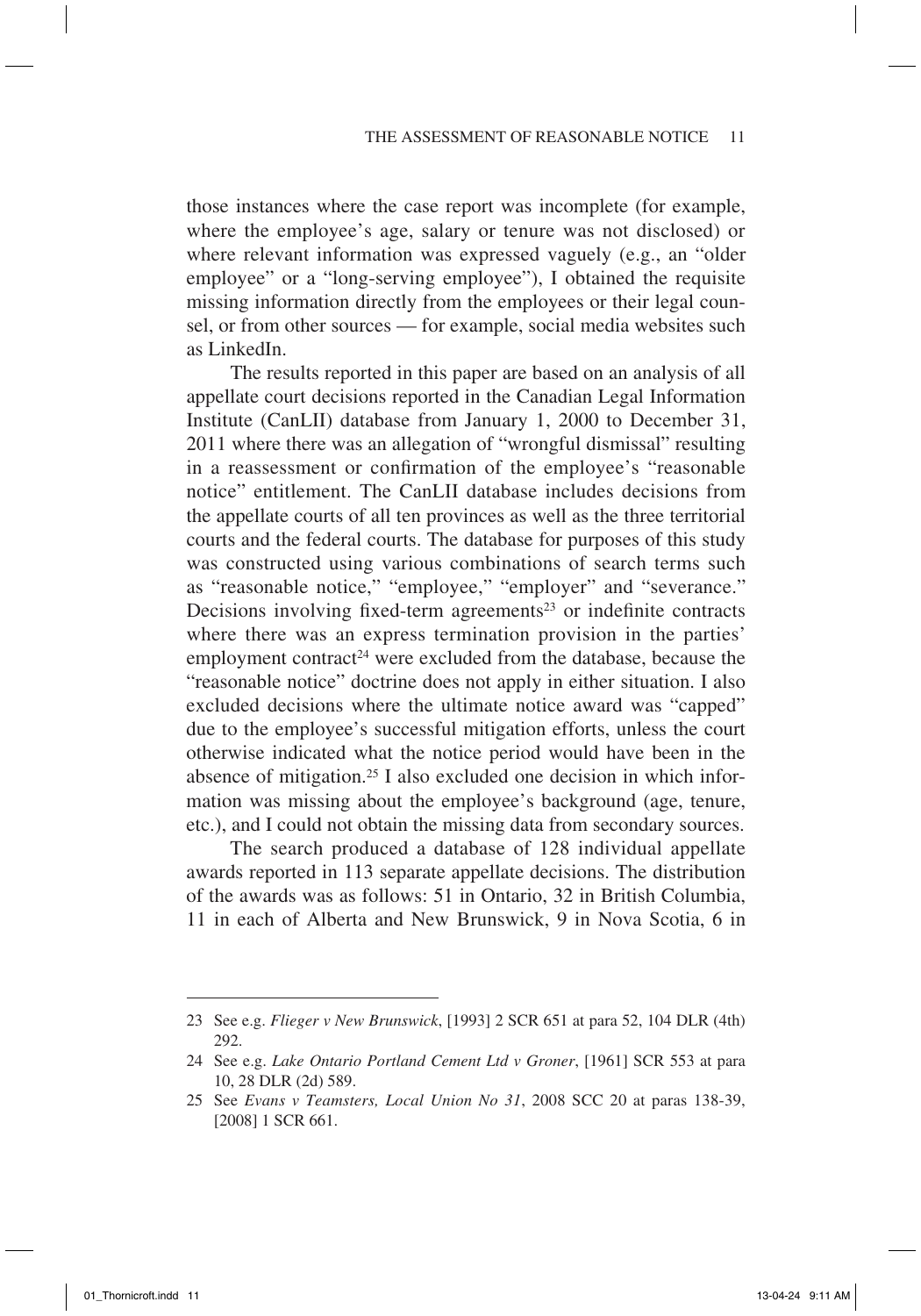those instances where the case report was incomplete (for example, where the employee's age, salary or tenure was not disclosed) or where relevant information was expressed vaguely (e.g., an "older employee" or a "long-serving employee"), I obtained the requisite missing information directly from the employees or their legal counsel, or from other sources — for example, social media websites such as LinkedIn.

The results reported in this paper are based on an analysis of all appellate court decisions reported in the Canadian Legal Information Institute (CanLII) database from January 1, 2000 to December 31, 2011 where there was an allegation of "wrongful dismissal" resulting in a reassessment or confirmation of the employee's "reasonable notice" entitlement. The CanLII database includes decisions from the appellate courts of all ten provinces as well as the three territorial courts and the federal courts. The database for purposes of this study was constructed using various combinations of search terms such as "reasonable notice," "employee," "employer" and "severance." Decisions involving fixed-term agreements[23] or indefinite contracts where there was an express termination provision in the parties' employment contract[24] were excluded from the database, because the "reasonable notice" doctrine does not apply in either situation. I also excluded decisions where the ultimate notice award was "capped" due to the employee's successful mitigation efforts, unless the court otherwise indicated what the notice period would have been in the absence of mitigation.[25] I also excluded one decision in which information was missing about the employee's background (age, tenure, etc.), and I could not obtain the missing data from secondary sources.

The search produced a database of 128 individual appellate awards reported in 113 separate appellate decisions. The distribution of the awards was as follows: 51 in Ontario, 32 in British Columbia, 11 in each of Alberta and New Brunswick, 9 in Nova Scotia, 6 in

---

23 See e.g. *Flieger v New Brunswick*, [1993] 2 SCR 651 at para 52, 104 DLR (4th) 292.

24 See e.g. *Lake Ontario Portland Cement Ltd v Groner*, [1961] SCR 553 at para 10, 28 DLR (2d) 589.

25 See *Evans v Teamsters, Local Union No 31*, 2008 SCC 20 at paras 138-39, [2008] 1 SCR 661.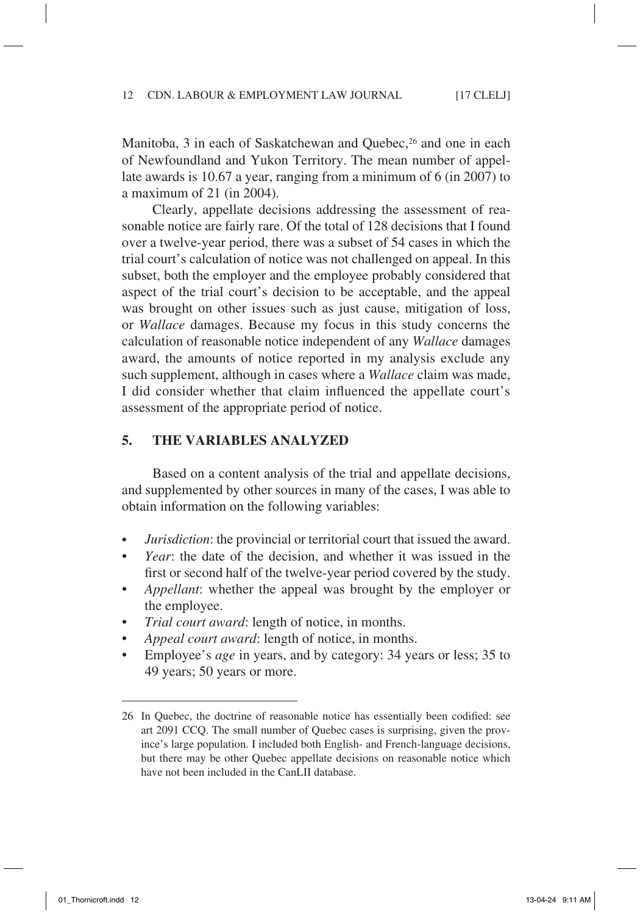Manitoba, 3 in each of Saskatchewan and Quebec,[26] and one in each of Newfoundland and Yukon Territory. The mean number of appellate awards is 10.67 a year, ranging from a minimum of 6 (in 2007) to a maximum of 21 (in 2004).

Clearly, appellate decisions addressing the assessment of reasonable notice are fairly rare. Of the total of 128 decisions that I found over a twelve-year period, there was a subset of 54 cases in which the trial court's calculation of notice was not challenged on appeal. In this subset, both the employer and the employee probably considered that aspect of the trial court's decision to be acceptable, and the appeal was brought on other issues such as just cause, mitigation of loss, or *Wallace* damages. Because my focus in this study concerns the calculation of reasonable notice independent of any *Wallace* damages award, the amounts of notice reported in my analysis exclude any such supplement, although in cases where a *Wallace* claim was made, I did consider whether that claim influenced the appellate court's assessment of the appropriate period of notice.

## 5. THE VARIABLES ANALYZED

Based on a content analysis of the trial and appellate decisions, and supplemented by other sources in many of the cases, I was able to obtain information on the following variables:

- *Jurisdiction*: the provincial or territorial court that issued the award.
- *Year*: the date of the decision, and whether it was issued in the first or second half of the twelve-year period covered by the study.
- *Appellant*: whether the appeal was brought by the employer or the employee.
- *Trial court award*: length of notice, in months.
- *Appeal court award*: length of notice, in months.
- Employee's *age* in years, and by category: 34 years or less; 35 to 49 years; 50 years or more.

---

26 In Quebec, the doctrine of reasonable notice has essentially been codified: see art 2091 CCQ. The small number of Quebec cases is surprising, given the province's large population. I included both English- and French-language decisions, but there may be other Quebec appellate decisions on reasonable notice which have not been included in the CanLII database.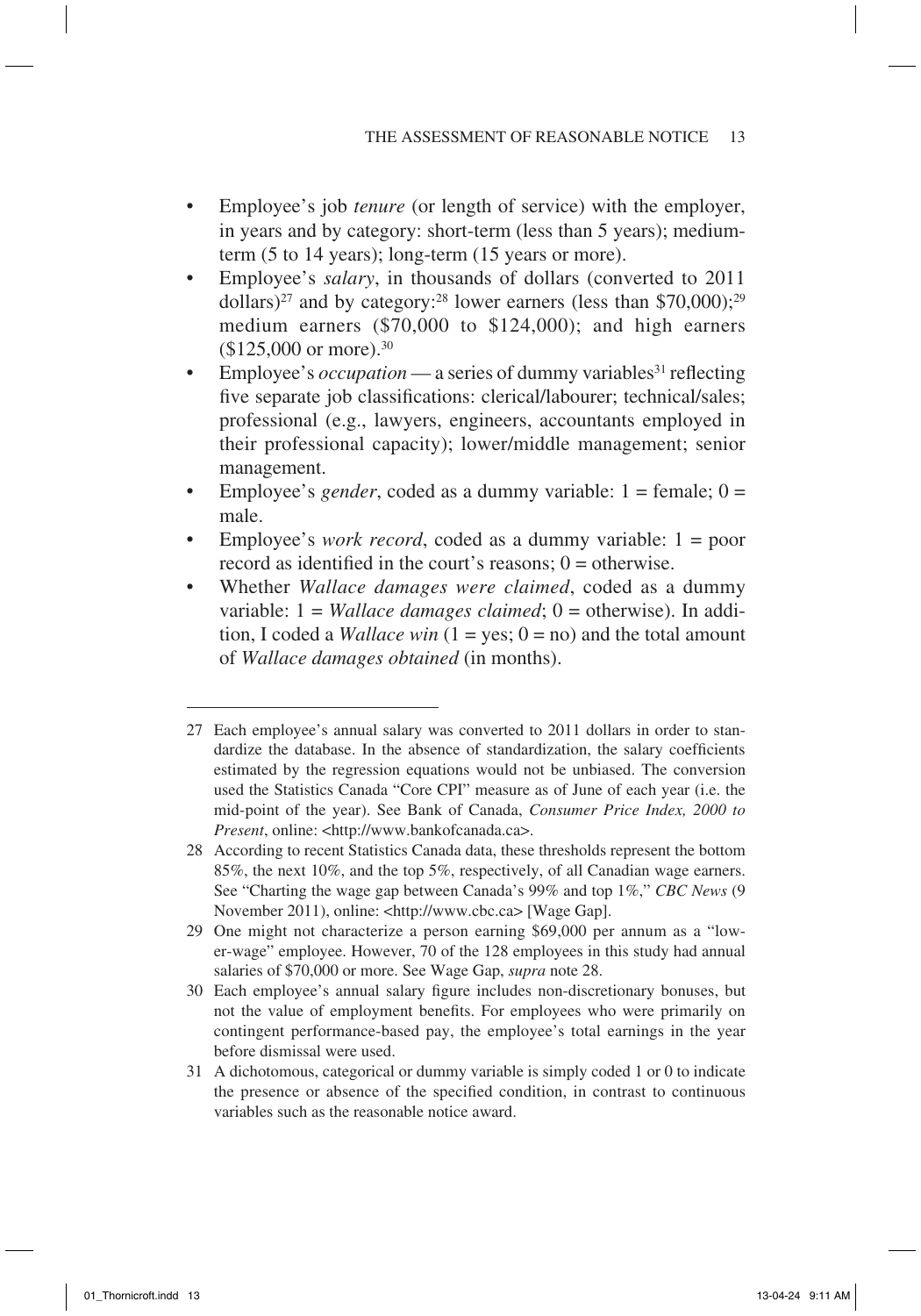- Employee's job *tenure* (or length of service) with the employer, in years and by category: short-term (less than 5 years); medium-term (5 to 14 years); long-term (15 years or more).
- Employee's *salary*, in thousands of dollars (converted to 2011 dollars)[27] and by category:[28] lower earners (less than $70,000);[29] medium earners ($70,000 to $124,000); and high earners ($125,000 or more).[30]
- Employee's *occupation* — a series of dummy variables[31] reflecting five separate job classifications: clerical/labourer; technical/sales; professional (e.g., lawyers, engineers, accountants employed in their professional capacity); lower/middle management; senior management.
- Employee's *gender*, coded as a dummy variable: 1 = female; 0 = male.
- Employee's *work record*, coded as a dummy variable: 1 = poor record as identified in the court's reasons; 0 = otherwise.
- Whether *Wallace damages were claimed*, coded as a dummy variable: 1 = *Wallace damages claimed*; 0 = otherwise). In addition, I coded a *Wallace win* (1 = yes; 0 = no) and the total amount of *Wallace damages obtained* (in months).

---

27 Each employee's annual salary was converted to 2011 dollars in order to standardize the database. In the absence of standardization, the salary coefficients estimated by the regression equations would not be unbiased. The conversion used the Statistics Canada "Core CPI" measure as of June of each year (i.e. the mid-point of the year). See Bank of Canada, *Consumer Price Index, 2000 to Present*, online: <http://www.bankofcanada.ca>.

28 According to recent Statistics Canada data, these thresholds represent the bottom 85%, the next 10%, and the top 5%, respectively, of all Canadian wage earners. See "Charting the wage gap between Canada's 99% and top 1%," *CBC News* (9 November 2011), online: <http://www.cbc.ca> [Wage Gap].

29 One might not characterize a person earning $69,000 per annum as a "lower-wage" employee. However, 70 of the 128 employees in this study had annual salaries of $70,000 or more. See Wage Gap, *supra* note 28.

30 Each employee's annual salary figure includes non-discretionary bonuses, but not the value of employment benefits. For employees who were primarily on contingent performance-based pay, the employee's total earnings in the year before dismissal were used.

31 A dichotomous, categorical or dummy variable is simply coded 1 or 0 to indicate the presence or absence of the specified condition, in contrast to continuous variables such as the reasonable notice award.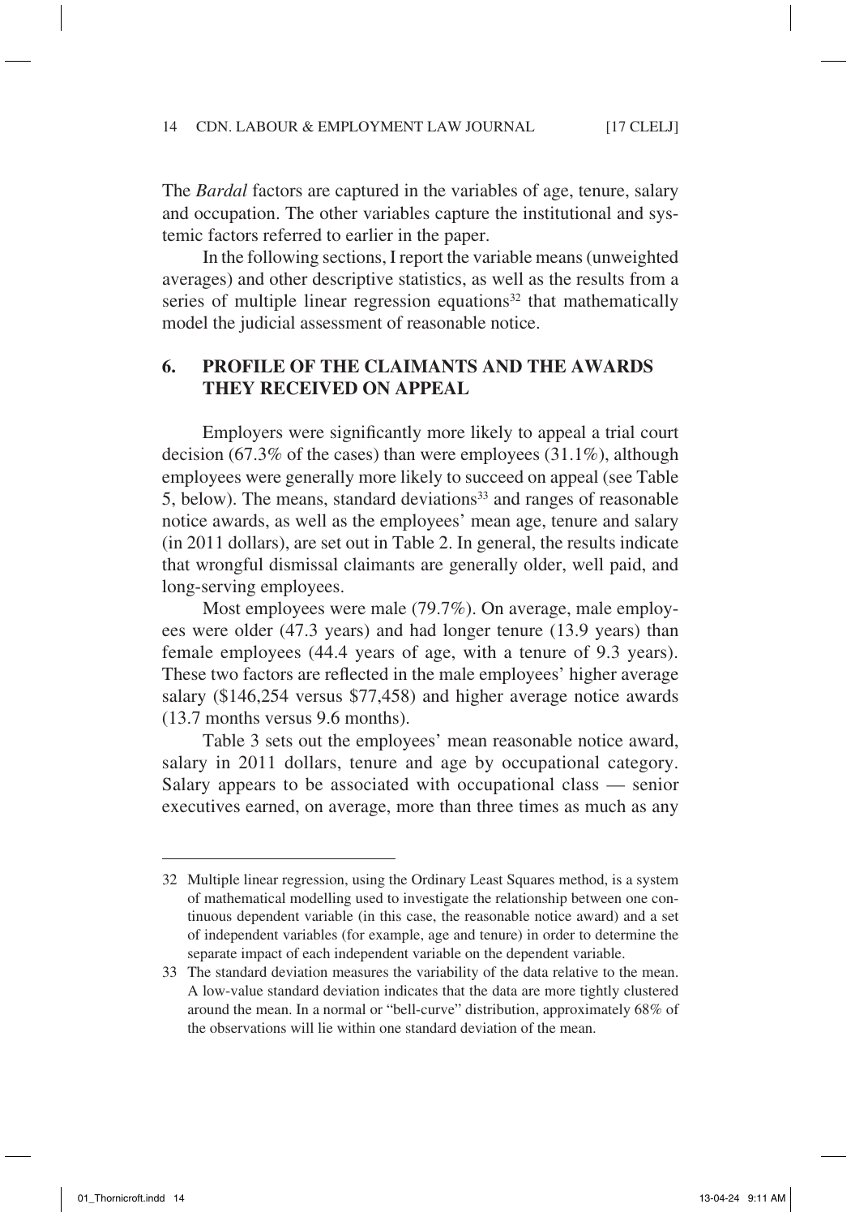The *Bardal* factors are captured in the variables of age, tenure, salary and occupation. The other variables capture the institutional and systemic factors referred to earlier in the paper.

In the following sections, I report the variable means (unweighted averages) and other descriptive statistics, as well as the results from a series of multiple linear regression equations[32] that mathematically model the judicial assessment of reasonable notice.

## 6. PROFILE OF THE CLAIMANTS AND THE AWARDS THEY RECEIVED ON APPEAL

Employers were significantly more likely to appeal a trial court decision (67.3% of the cases) than were employees (31.1%), although employees were generally more likely to succeed on appeal (see Table 5, below). The means, standard deviations[33] and ranges of reasonable notice awards, as well as the employees' mean age, tenure and salary (in 2011 dollars), are set out in Table 2. In general, the results indicate that wrongful dismissal claimants are generally older, well paid, and long-serving employees.

Most employees were male (79.7%). On average, male employees were older (47.3 years) and had longer tenure (13.9 years) than female employees (44.4 years of age, with a tenure of 9.3 years). These two factors are reflected in the male employees' higher average salary ($146,254 versus $77,458) and higher average notice awards (13.7 months versus 9.6 months).

Table 3 sets out the employees' mean reasonable notice award, salary in 2011 dollars, tenure and age by occupational category. Salary appears to be associated with occupational class — senior executives earned, on average, more than three times as much as any

---

32 Multiple linear regression, using the Ordinary Least Squares method, is a system of mathematical modelling used to investigate the relationship between one continuous dependent variable (in this case, the reasonable notice award) and a set of independent variables (for example, age and tenure) in order to determine the separate impact of each independent variable on the dependent variable.

33 The standard deviation measures the variability of the data relative to the mean. A low-value standard deviation indicates that the data are more tightly clustered around the mean. In a normal or "bell-curve" distribution, approximately 68% of the observations will lie within one standard deviation of the mean.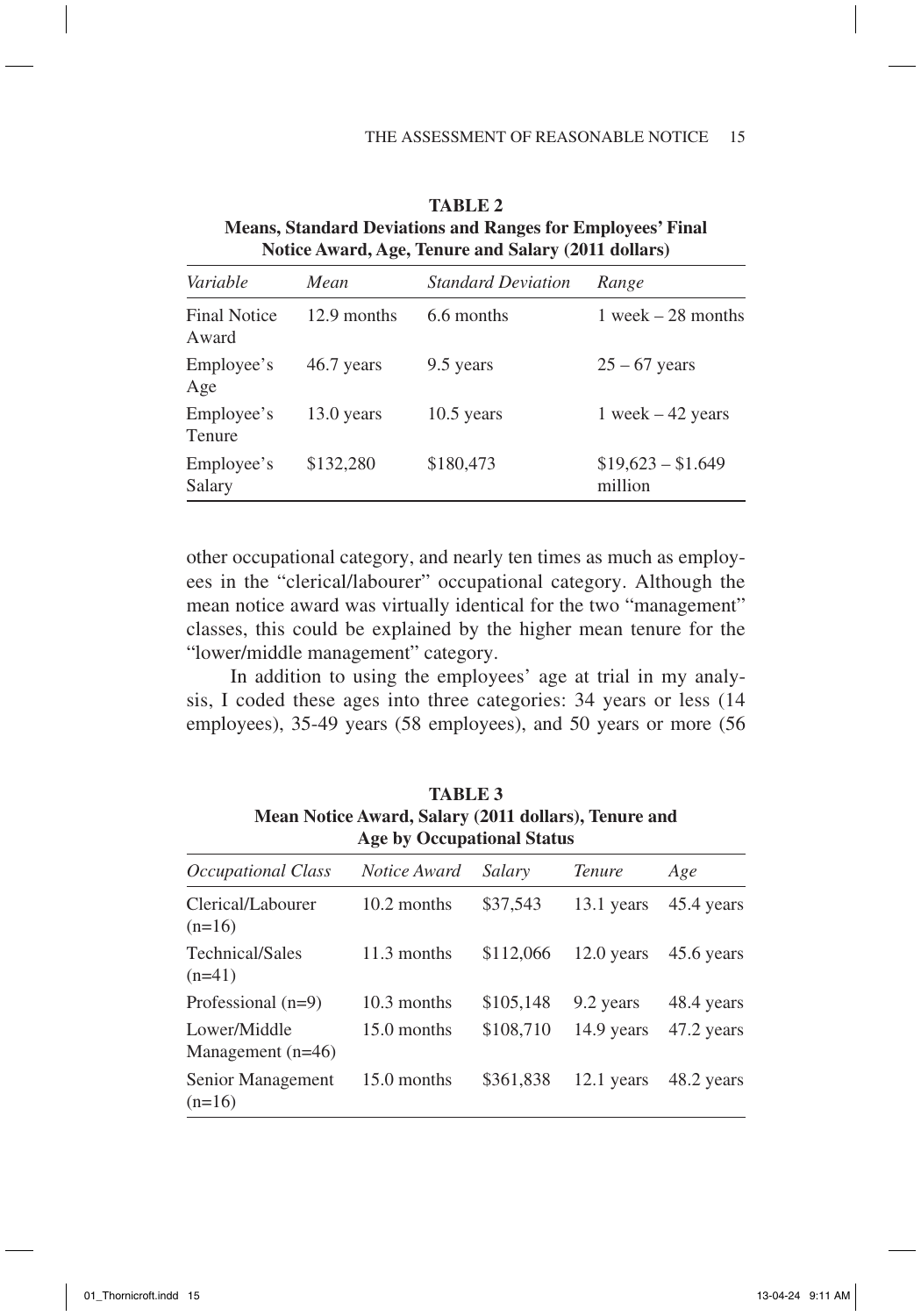**TABLE 2**
**Means, Standard Deviations and Ranges for Employees' Final Notice Award, Age, Tenure and Salary (2011 dollars)**

| *Variable* | *Mean* | *Standard Deviation* | *Range* |
|---|---|---|---|
| Final Notice Award | 12.9 months | 6.6 months | 1 week – 28 months |
| Employee's Age | 46.7 years | 9.5 years | 25 – 67 years |
| Employee's Tenure | 13.0 years | 10.5 years | 1 week – 42 years |
| Employee's Salary | $132,280 | $180,473 | $19,623 – $1.649 million |

other occupational category, and nearly ten times as much as employees in the "clerical/labourer" occupational category. Although the mean notice award was virtually identical for the two "management" classes, this could be explained by the higher mean tenure for the "lower/middle management" category.

In addition to using the employees' age at trial in my analysis, I coded these ages into three categories: 34 years or less (14 employees), 35-49 years (58 employees), and 50 years or more (56

**TABLE 3**
**Mean Notice Award, Salary (2011 dollars), Tenure and Age by Occupational Status**

| *Occupational Class* | *Notice Award* | *Salary* | *Tenure* | *Age* |
|---|---|---|---|---|
| Clerical/Labourer (n=16) | 10.2 months | $37,543 | 13.1 years | 45.4 years |
| Technical/Sales (n=41) | 11.3 months | $112,066 | 12.0 years | 45.6 years |
| Professional (n=9) | 10.3 months | $105,148 | 9.2 years | 48.4 years |
| Lower/Middle Management (n=46) | 15.0 months | $108,710 | 14.9 years | 47.2 years |
| Senior Management (n=16) | 15.0 months | $361,838 | 12.1 years | 48.2 years |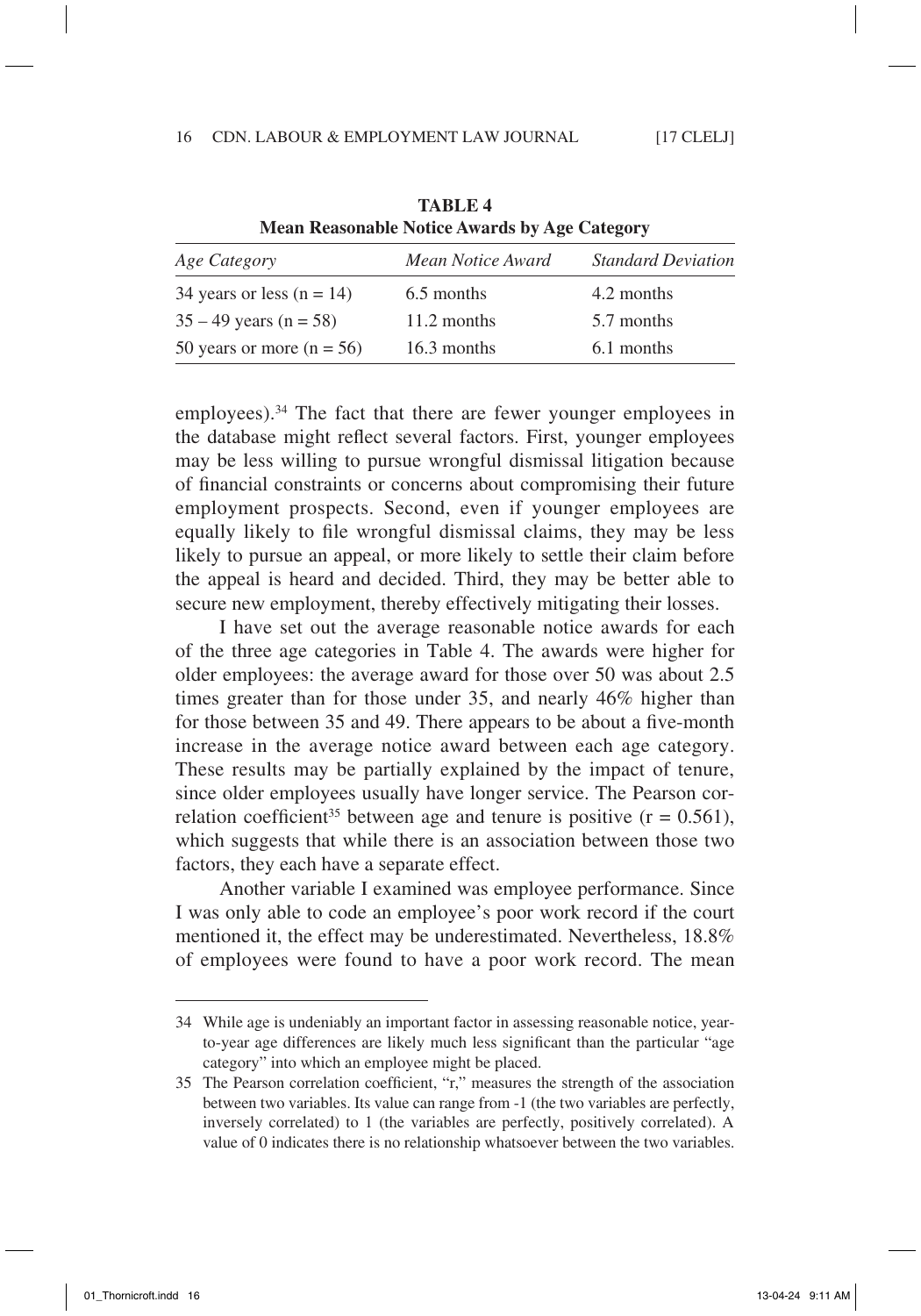**TABLE 4**
**Mean Reasonable Notice Awards by Age Category**

| *Age Category* | *Mean Notice Award* | *Standard Deviation* |
|---|---|---|
| 34 years or less (n = 14) | 6.5 months | 4.2 months |
| 35 – 49 years (n = 58) | 11.2 months | 5.7 months |
| 50 years or more (n = 56) | 16.3 months | 6.1 months |

employees).[34] The fact that there are fewer younger employees in the database might reflect several factors. First, younger employees may be less willing to pursue wrongful dismissal litigation because of financial constraints or concerns about compromising their future employment prospects. Second, even if younger employees are equally likely to file wrongful dismissal claims, they may be less likely to pursue an appeal, or more likely to settle their claim before the appeal is heard and decided. Third, they may be better able to secure new employment, thereby effectively mitigating their losses.

I have set out the average reasonable notice awards for each of the three age categories in Table 4. The awards were higher for older employees: the average award for those over 50 was about 2.5 times greater than for those under 35, and nearly 46% higher than for those between 35 and 49. There appears to be about a five-month increase in the average notice award between each age category. These results may be partially explained by the impact of tenure, since older employees usually have longer service. The Pearson correlation coefficient[35] between age and tenure is positive ($r = 0.561$), which suggests that while there is an association between those two factors, they each have a separate effect.

Another variable I examined was employee performance. Since I was only able to code an employee's poor work record if the court mentioned it, the effect may be underestimated. Nevertheless, 18.8% of employees were found to have a poor work record. The mean

---

34 While age is undeniably an important factor in assessing reasonable notice, year-to-year age differences are likely much less significant than the particular "age category" into which an employee might be placed.

35 The Pearson correlation coefficient, "r," measures the strength of the association between two variables. Its value can range from -1 (the two variables are perfectly, inversely correlated) to 1 (the variables are perfectly, positively correlated). A value of 0 indicates there is no relationship whatsoever between the two variables.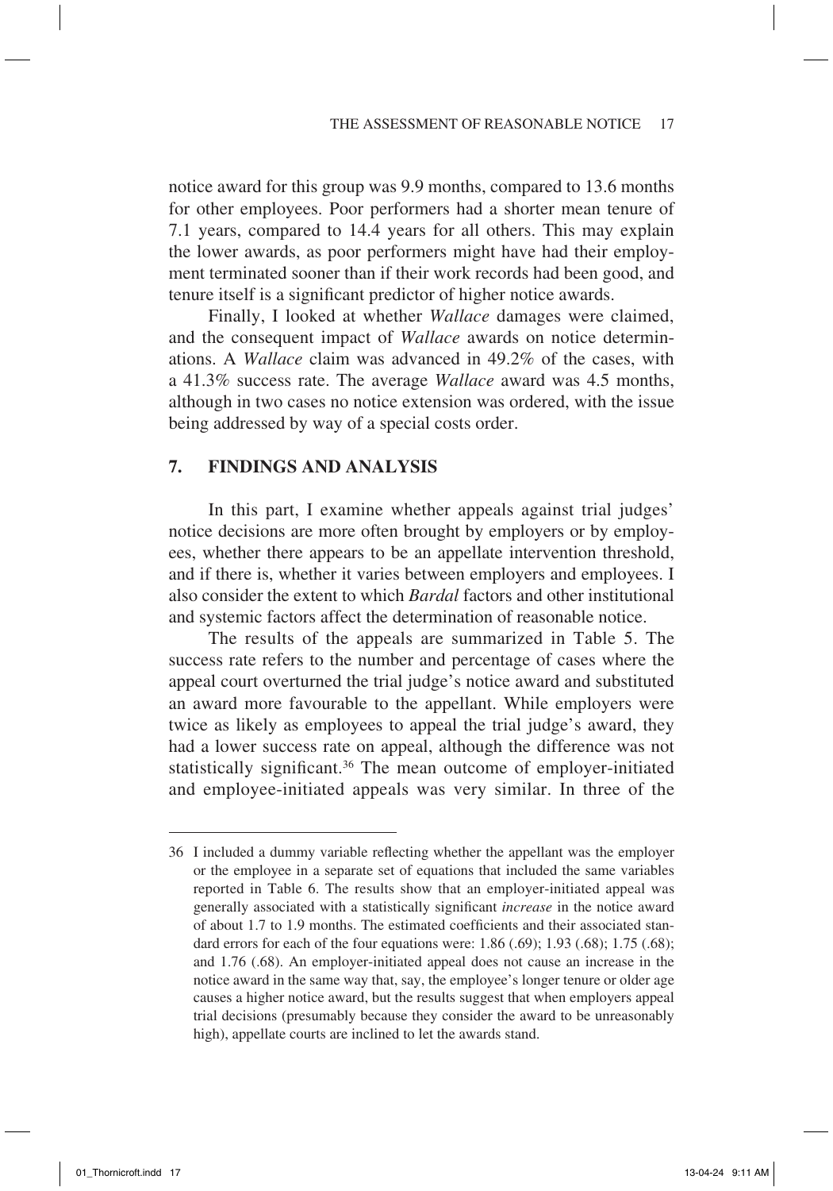notice award for this group was 9.9 months, compared to 13.6 months for other employees. Poor performers had a shorter mean tenure of 7.1 years, compared to 14.4 years for all others. This may explain the lower awards, as poor performers might have had their employment terminated sooner than if their work records had been good, and tenure itself is a significant predictor of higher notice awards.

Finally, I looked at whether *Wallace* damages were claimed, and the consequent impact of *Wallace* awards on notice determinations. A *Wallace* claim was advanced in 49.2% of the cases, with a 41.3% success rate. The average *Wallace* award was 4.5 months, although in two cases no notice extension was ordered, with the issue being addressed by way of a special costs order.

## 7. FINDINGS AND ANALYSIS

In this part, I examine whether appeals against trial judges' notice decisions are more often brought by employers or by employees, whether there appears to be an appellate intervention threshold, and if there is, whether it varies between employers and employees. I also consider the extent to which *Bardal* factors and other institutional and systemic factors affect the determination of reasonable notice.

The results of the appeals are summarized in Table 5. The success rate refers to the number and percentage of cases where the appeal court overturned the trial judge's notice award and substituted an award more favourable to the appellant. While employers were twice as likely as employees to appeal the trial judge's award, they had a lower success rate on appeal, although the difference was not statistically significant.[36] The mean outcome of employer-initiated and employee-initiated appeals was very similar. In three of the

---

36 I included a dummy variable reflecting whether the appellant was the employer or the employee in a separate set of equations that included the same variables reported in Table 6. The results show that an employer-initiated appeal was generally associated with a statistically significant *increase* in the notice award of about 1.7 to 1.9 months. The estimated coefficients and their associated standard errors for each of the four equations were: 1.86 (.69); 1.93 (.68); 1.75 (.68); and 1.76 (.68). An employer-initiated appeal does not cause an increase in the notice award in the same way that, say, the employee's longer tenure or older age causes a higher notice award, but the results suggest that when employers appeal trial decisions (presumably because they consider the award to be unreasonably high), appellate courts are inclined to let the awards stand.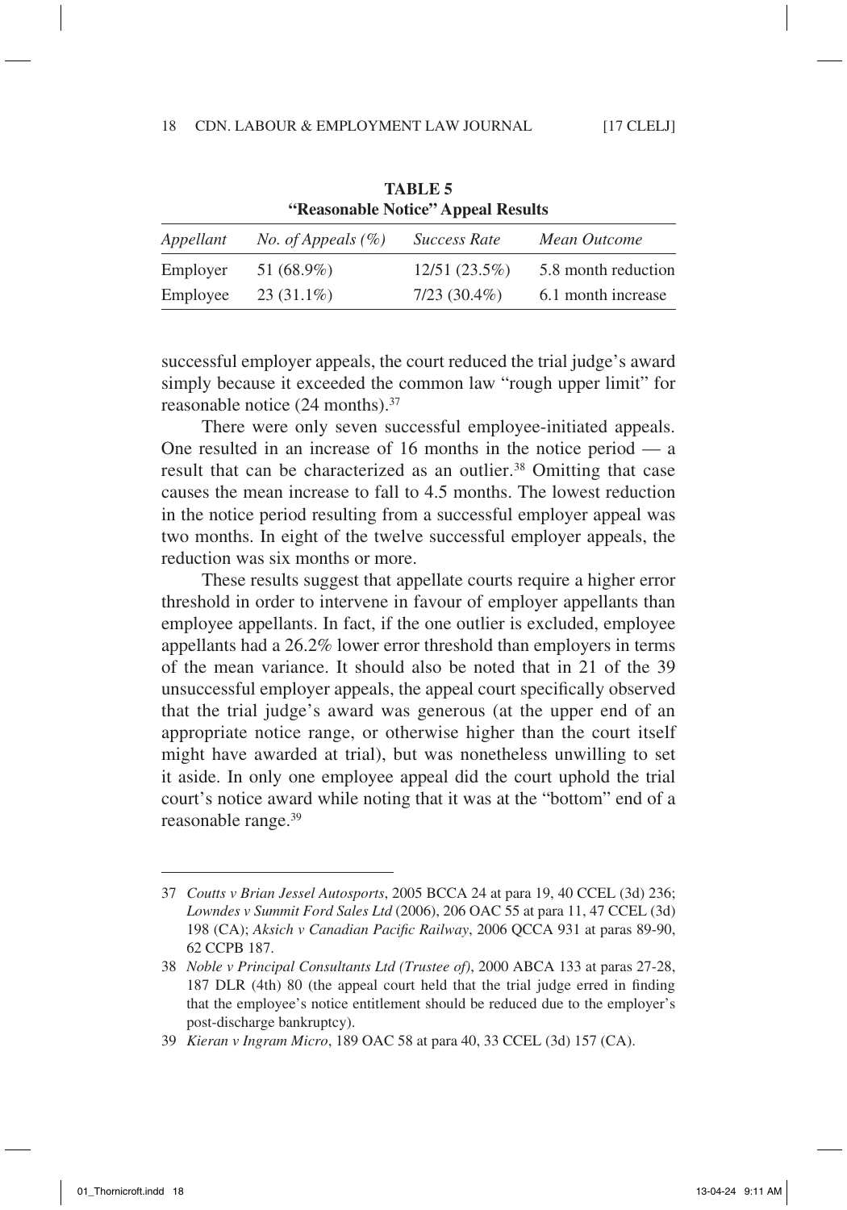**TABLE 5**
**"Reasonable Notice" Appeal Results**

| *Appellant* | *No. of Appeals (%)* | *Success Rate* | *Mean Outcome* |
|---|---|---|---|
| Employer | 51 (68.9%) | 12/51 (23.5%) | 5.8 month reduction |
| Employee | 23 (31.1%) | 7/23 (30.4%) | 6.1 month increase |

successful employer appeals, the court reduced the trial judge's award simply because it exceeded the common law "rough upper limit" for reasonable notice (24 months).[37]

There were only seven successful employee-initiated appeals. One resulted in an increase of 16 months in the notice period — a result that can be characterized as an outlier.[38] Omitting that case causes the mean increase to fall to 4.5 months. The lowest reduction in the notice period resulting from a successful employer appeal was two months. In eight of the twelve successful employer appeals, the reduction was six months or more.

These results suggest that appellate courts require a higher error threshold in order to intervene in favour of employer appellants than employee appellants. In fact, if the one outlier is excluded, employee appellants had a 26.2% lower error threshold than employers in terms of the mean variance. It should also be noted that in 21 of the 39 unsuccessful employer appeals, the appeal court specifically observed that the trial judge's award was generous (at the upper end of an appropriate notice range, or otherwise higher than the court itself might have awarded at trial), but was nonetheless unwilling to set it aside. In only one employee appeal did the court uphold the trial court's notice award while noting that it was at the "bottom" end of a reasonable range.[39]

---

37 *Coutts v Brian Jessel Autosports*, 2005 BCCA 24 at para 19, 40 CCEL (3d) 236; *Lowndes v Summit Ford Sales Ltd* (2006), 206 OAC 55 at para 11, 47 CCEL (3d) 198 (CA); *Aksich v Canadian Pacific Railway*, 2006 QCCA 931 at paras 89-90, 62 CCPB 187.

38 *Noble v Principal Consultants Ltd (Trustee of)*, 2000 ABCA 133 at paras 27-28, 187 DLR (4th) 80 (the appeal court held that the trial judge erred in finding that the employee's notice entitlement should be reduced due to the employer's post-discharge bankruptcy).

39 *Kieran v Ingram Micro*, 189 OAC 58 at para 40, 33 CCEL (3d) 157 (CA).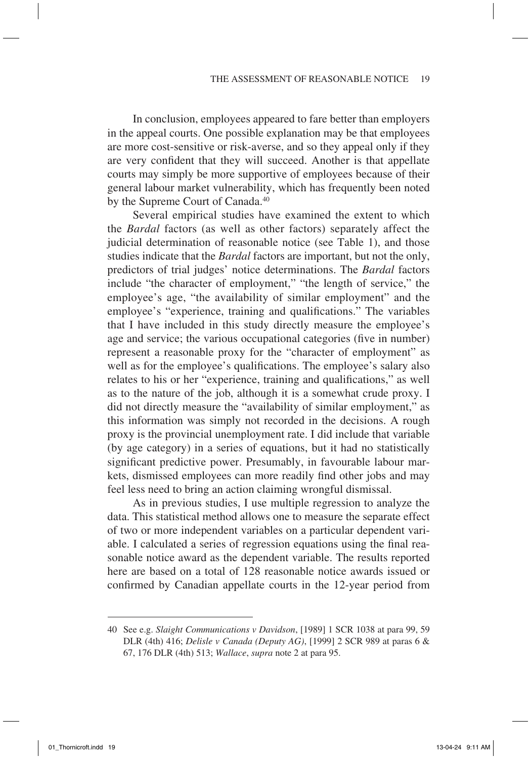In conclusion, employees appeared to fare better than employers in the appeal courts. One possible explanation may be that employees are more cost-sensitive or risk-averse, and so they appeal only if they are very confident that they will succeed. Another is that appellate courts may simply be more supportive of employees because of their general labour market vulnerability, which has frequently been noted by the Supreme Court of Canada.[40]

Several empirical studies have examined the extent to which the *Bardal* factors (as well as other factors) separately affect the judicial determination of reasonable notice (see Table 1), and those studies indicate that the *Bardal* factors are important, but not the only, predictors of trial judges' notice determinations. The *Bardal* factors include "the character of employment," "the length of service," the employee's age, "the availability of similar employment" and the employee's "experience, training and qualifications." The variables that I have included in this study directly measure the employee's age and service; the various occupational categories (five in number) represent a reasonable proxy for the "character of employment" as well as for the employee's qualifications. The employee's salary also relates to his or her "experience, training and qualifications," as well as to the nature of the job, although it is a somewhat crude proxy. I did not directly measure the "availability of similar employment," as this information was simply not recorded in the decisions. A rough proxy is the provincial unemployment rate. I did include that variable (by age category) in a series of equations, but it had no statistically significant predictive power. Presumably, in favourable labour markets, dismissed employees can more readily find other jobs and may feel less need to bring an action claiming wrongful dismissal.

As in previous studies, I use multiple regression to analyze the data. This statistical method allows one to measure the separate effect of two or more independent variables on a particular dependent variable. I calculated a series of regression equations using the final reasonable notice award as the dependent variable. The results reported here are based on a total of 128 reasonable notice awards issued or confirmed by Canadian appellate courts in the 12-year period from

---

40 See e.g. *Slaight Communications v Davidson*, [1989] 1 SCR 1038 at para 99, 59 DLR (4th) 416; *Delisle v Canada (Deputy AG)*, [1999] 2 SCR 989 at paras 6 & 67, 176 DLR (4th) 513; *Wallace*, *supra* note 2 at para 95.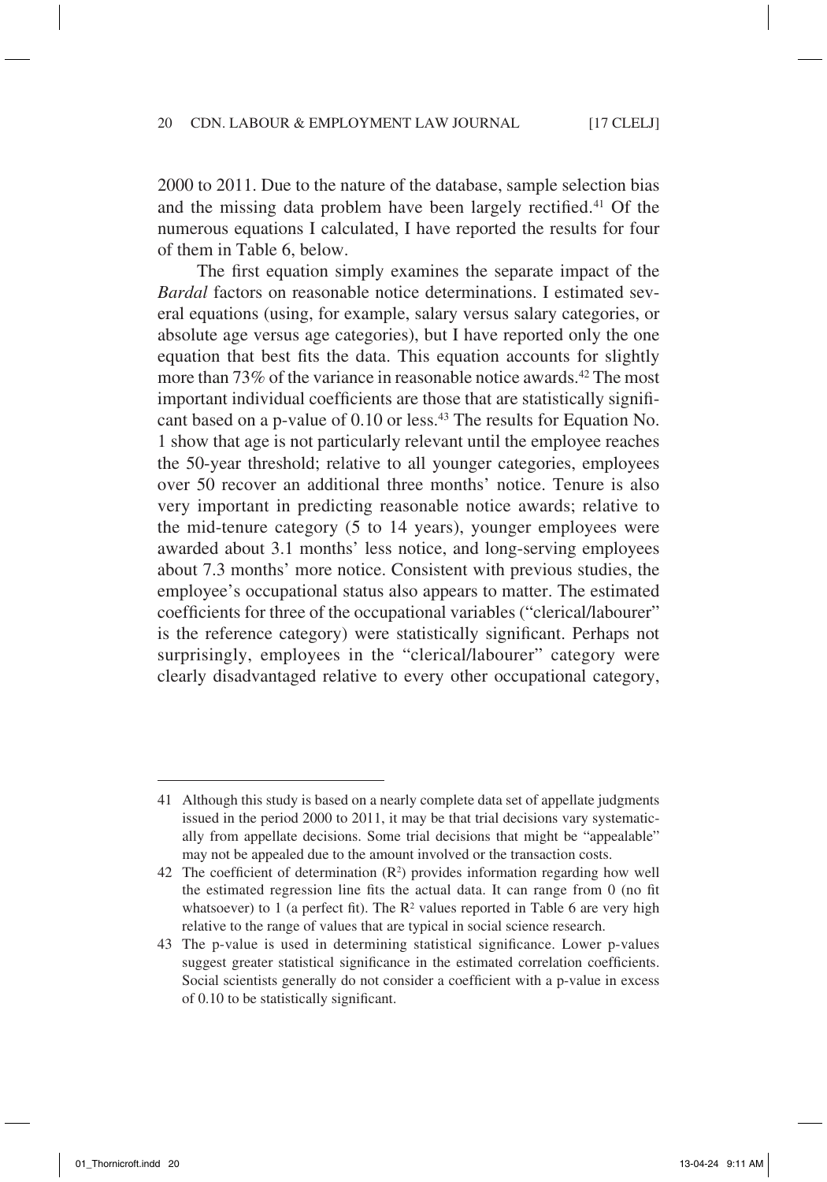2000 to 2011. Due to the nature of the database, sample selection bias and the missing data problem have been largely rectified.[41] Of the numerous equations I calculated, I have reported the results for four of them in Table 6, below.

The first equation simply examines the separate impact of the *Bardal* factors on reasonable notice determinations. I estimated several equations (using, for example, salary versus salary categories, or absolute age versus age categories), but I have reported only the one equation that best fits the data. This equation accounts for slightly more than 73% of the variance in reasonable notice awards.[42] The most important individual coefficients are those that are statistically significant based on a p-value of 0.10 or less.[43] The results for Equation No. 1 show that age is not particularly relevant until the employee reaches the 50-year threshold; relative to all younger categories, employees over 50 recover an additional three months' notice. Tenure is also very important in predicting reasonable notice awards; relative to the mid-tenure category (5 to 14 years), younger employees were awarded about 3.1 months' less notice, and long-serving employees about 7.3 months' more notice. Consistent with previous studies, the employee's occupational status also appears to matter. The estimated coefficients for three of the occupational variables ("clerical/labourer" is the reference category) were statistically significant. Perhaps not surprisingly, employees in the "clerical/labourer" category were clearly disadvantaged relative to every other occupational category,

---

41 Although this study is based on a nearly complete data set of appellate judgments issued in the period 2000 to 2011, it may be that trial decisions vary systematically from appellate decisions. Some trial decisions that might be "appealable" may not be appealed due to the amount involved or the transaction costs.

42 The coefficient of determination ($R^2$) provides information regarding how well the estimated regression line fits the actual data. It can range from 0 (no fit whatsoever) to 1 (a perfect fit). The $R^2$ values reported in Table 6 are very high relative to the range of values that are typical in social science research.

43 The p-value is used in determining statistical significance. Lower p-values suggest greater statistical significance in the estimated correlation coefficients. Social scientists generally do not consider a coefficient with a p-value in excess of 0.10 to be statistically significant.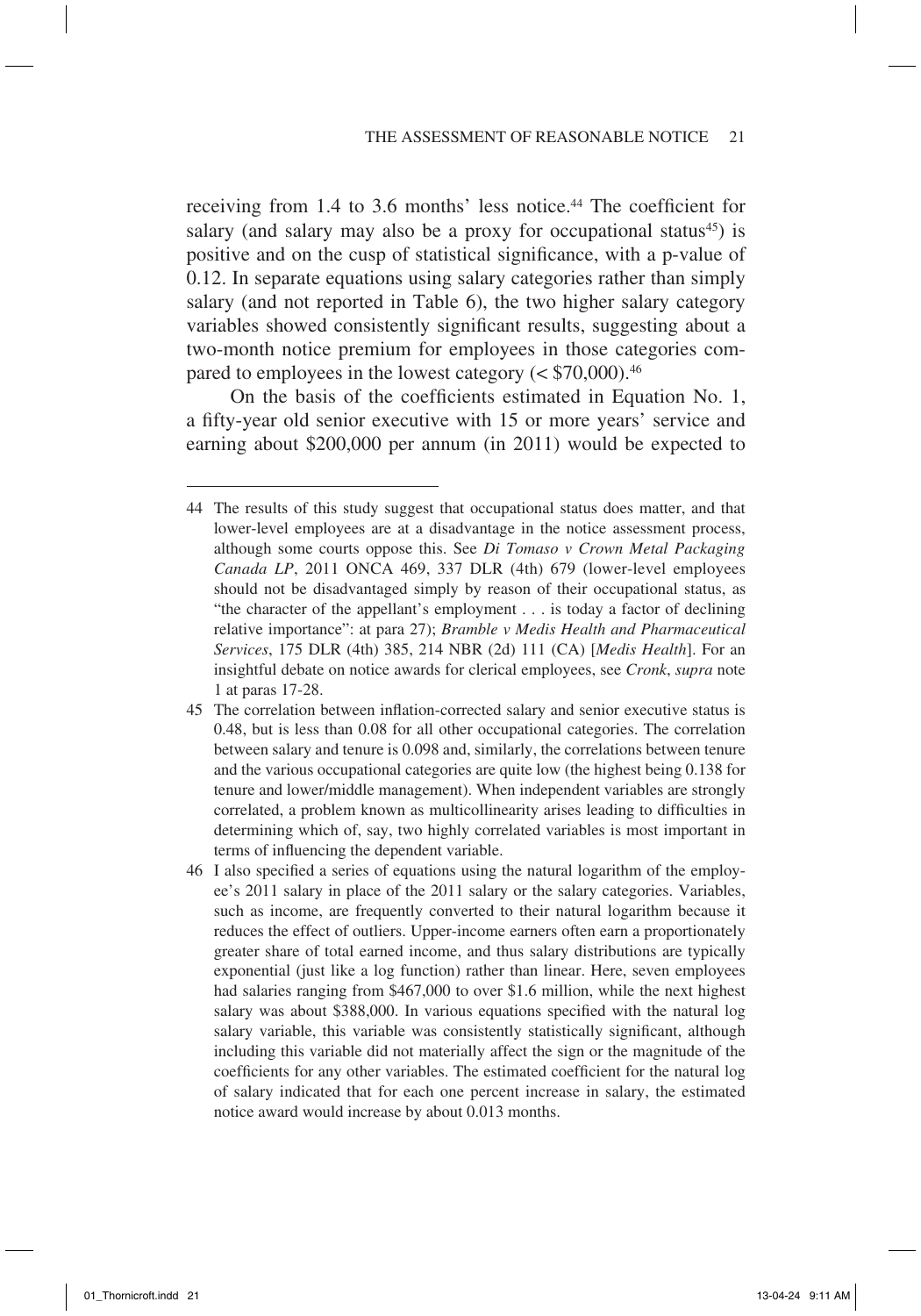receiving from 1.4 to 3.6 months' less notice.[44] The coefficient for salary (and salary may also be a proxy for occupational status[45]) is positive and on the cusp of statistical significance, with a p-value of 0.12. In separate equations using salary categories rather than simply salary (and not reported in Table 6), the two higher salary category variables showed consistently significant results, suggesting about a two-month notice premium for employees in those categories compared to employees in the lowest category (< $70,000).[46]

On the basis of the coefficients estimated in Equation No. 1, a fifty-year old senior executive with 15 or more years' service and earning about $200,000 per annum (in 2011) would be expected to

---

44 The results of this study suggest that occupational status does matter, and that lower-level employees are at a disadvantage in the notice assessment process, although some courts oppose this. See *Di Tomaso v Crown Metal Packaging Canada LP*, 2011 ONCA 469, 337 DLR (4th) 679 (lower-level employees should not be disadvantaged simply by reason of their occupational status, as "the character of the appellant's employment . . . is today a factor of declining relative importance": at para 27); *Bramble v Medis Health and Pharmaceutical Services*, 175 DLR (4th) 385, 214 NBR (2d) 111 (CA) [*Medis Health*]. For an insightful debate on notice awards for clerical employees, see *Cronk*, *supra* note 1 at paras 17-28.

45 The correlation between inflation-corrected salary and senior executive status is 0.48, but is less than 0.08 for all other occupational categories. The correlation between salary and tenure is 0.098 and, similarly, the correlations between tenure and the various occupational categories are quite low (the highest being 0.138 for tenure and lower/middle management). When independent variables are strongly correlated, a problem known as multicollinearity arises leading to difficulties in determining which of, say, two highly correlated variables is most important in terms of influencing the dependent variable.

46 I also specified a series of equations using the natural logarithm of the employee's 2011 salary in place of the 2011 salary or the salary categories. Variables, such as income, are frequently converted to their natural logarithm because it reduces the effect of outliers. Upper-income earners often earn a proportionately greater share of total earned income, and thus salary distributions are typically exponential (just like a log function) rather than linear. Here, seven employees had salaries ranging from $467,000 to over $1.6 million, while the next highest salary was about $388,000. In various equations specified with the natural log salary variable, this variable was consistently statistically significant, although including this variable did not materially affect the sign or the magnitude of the coefficients for any other variables. The estimated coefficient for the natural log of salary indicated that for each one percent increase in salary, the estimated notice award would increase by about 0.013 months.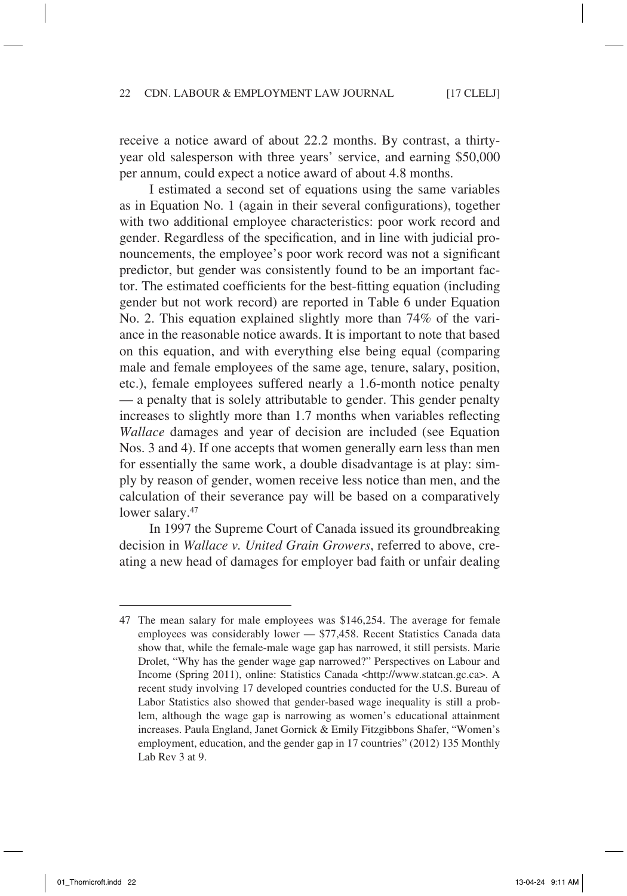receive a notice award of about 22.2 months. By contrast, a thirty-year old salesperson with three years' service, and earning $50,000 per annum, could expect a notice award of about 4.8 months.

I estimated a second set of equations using the same variables as in Equation No. 1 (again in their several configurations), together with two additional employee characteristics: poor work record and gender. Regardless of the specification, and in line with judicial pronouncements, the employee's poor work record was not a significant predictor, but gender was consistently found to be an important factor. The estimated coefficients for the best-fitting equation (including gender but not work record) are reported in Table 6 under Equation No. 2. This equation explained slightly more than 74% of the variance in the reasonable notice awards. It is important to note that based on this equation, and with everything else being equal (comparing male and female employees of the same age, tenure, salary, position, etc.), female employees suffered nearly a 1.6-month notice penalty — a penalty that is solely attributable to gender. This gender penalty increases to slightly more than 1.7 months when variables reflecting *Wallace* damages and year of decision are included (see Equation Nos. 3 and 4). If one accepts that women generally earn less than men for essentially the same work, a double disadvantage is at play: simply by reason of gender, women receive less notice than men, and the calculation of their severance pay will be based on a comparatively lower salary.[47]

In 1997 the Supreme Court of Canada issued its groundbreaking decision in *Wallace v. United Grain Growers*, referred to above, creating a new head of damages for employer bad faith or unfair dealing

---

47 The mean salary for male employees was $146,254. The average for female employees was considerably lower — $77,458. Recent Statistics Canada data show that, while the female-male wage gap has narrowed, it still persists. Marie Drolet, "Why has the gender wage gap narrowed?" Perspectives on Labour and Income (Spring 2011), online: Statistics Canada <http://www.statcan.gc.ca>. A recent study involving 17 developed countries conducted for the U.S. Bureau of Labor Statistics also showed that gender-based wage inequality is still a problem, although the wage gap is narrowing as women's educational attainment increases. Paula England, Janet Gornick & Emily Fitzgibbons Shafer, "Women's employment, education, and the gender gap in 17 countries" (2012) 135 Monthly Lab Rev 3 at 9.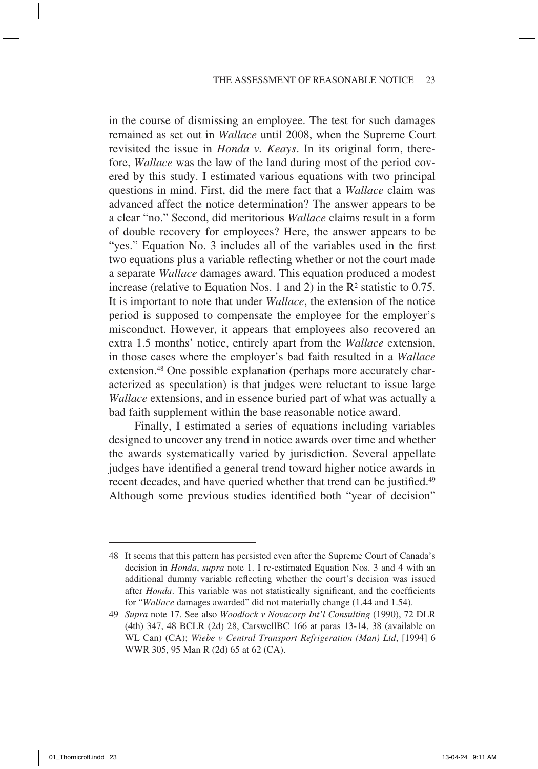in the course of dismissing an employee. The test for such damages remained as set out in *Wallace* until 2008, when the Supreme Court revisited the issue in *Honda v. Keays*. In its original form, therefore, *Wallace* was the law of the land during most of the period covered by this study. I estimated various equations with two principal questions in mind. First, did the mere fact that a *Wallace* claim was advanced affect the notice determination? The answer appears to be a clear "no." Second, did meritorious *Wallace* claims result in a form of double recovery for employees? Here, the answer appears to be "yes." Equation No. 3 includes all of the variables used in the first two equations plus a variable reflecting whether or not the court made a separate *Wallace* damages award. This equation produced a modest increase (relative to Equation Nos. 1 and 2) in the $R^2$ statistic to 0.75. It is important to note that under *Wallace*, the extension of the notice period is supposed to compensate the employee for the employer's misconduct. However, it appears that employees also recovered an extra 1.5 months' notice, entirely apart from the *Wallace* extension, in those cases where the employer's bad faith resulted in a *Wallace* extension.[48] One possible explanation (perhaps more accurately characterized as speculation) is that judges were reluctant to issue large *Wallace* extensions, and in essence buried part of what was actually a bad faith supplement within the base reasonable notice award.

Finally, I estimated a series of equations including variables designed to uncover any trend in notice awards over time and whether the awards systematically varied by jurisdiction. Several appellate judges have identified a general trend toward higher notice awards in recent decades, and have queried whether that trend can be justified.[49] Although some previous studies identified both "year of decision"

---

48 It seems that this pattern has persisted even after the Supreme Court of Canada's decision in *Honda*, *supra* note 1. I re-estimated Equation Nos. 3 and 4 with an additional dummy variable reflecting whether the court's decision was issued after *Honda*. This variable was not statistically significant, and the coefficients for "*Wallace* damages awarded" did not materially change (1.44 and 1.54).

49 *Supra* note 17. See also *Woodlock v Novacorp Int'l Consulting* (1990), 72 DLR (4th) 347, 48 BCLR (2d) 28, CarswellBC 166 at paras 13-14, 38 (available on WL Can) (CA); *Wiebe v Central Transport Refrigeration (Man) Ltd*, [1994] 6 WWR 305, 95 Man R (2d) 65 at 62 (CA).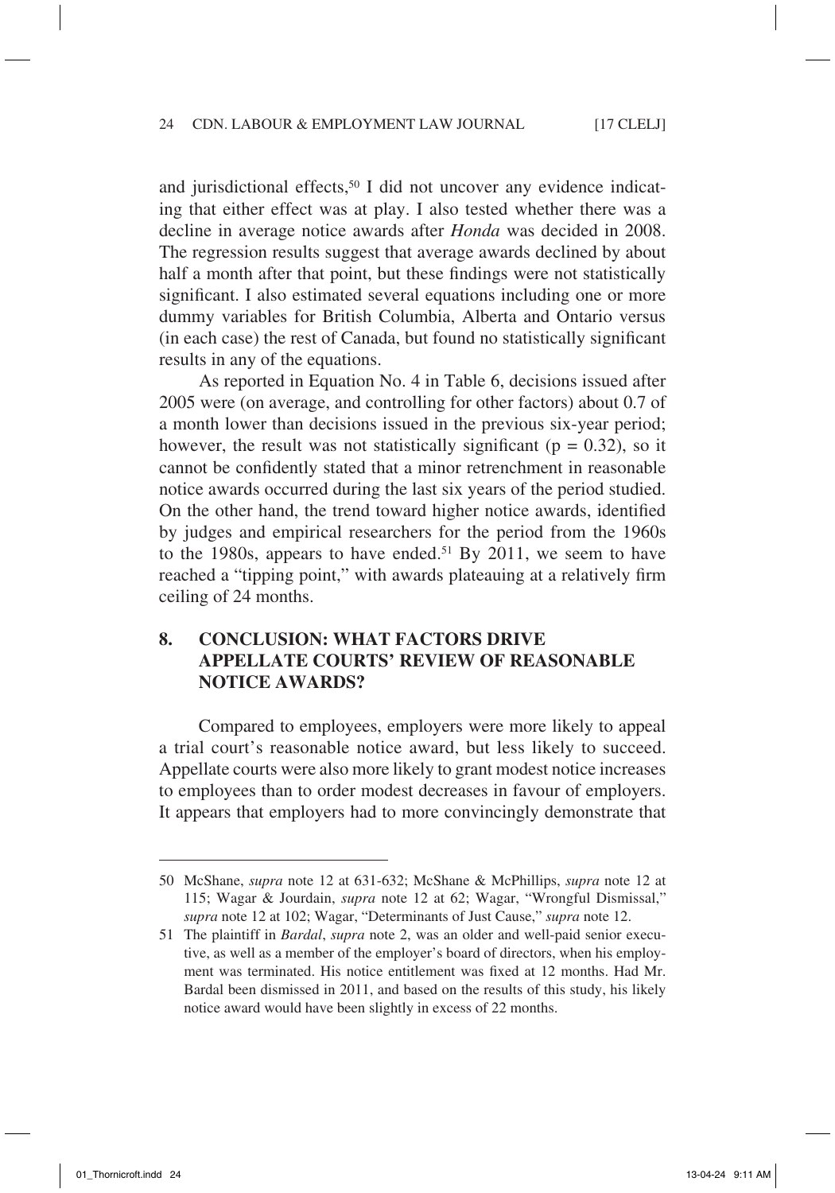and jurisdictional effects,[50] I did not uncover any evidence indicating that either effect was at play. I also tested whether there was a decline in average notice awards after *Honda* was decided in 2008. The regression results suggest that average awards declined by about half a month after that point, but these findings were not statistically significant. I also estimated several equations including one or more dummy variables for British Columbia, Alberta and Ontario versus (in each case) the rest of Canada, but found no statistically significant results in any of the equations.

As reported in Equation No. 4 in Table 6, decisions issued after 2005 were (on average, and controlling for other factors) about 0.7 of a month lower than decisions issued in the previous six-year period; however, the result was not statistically significant ($p = 0.32$), so it cannot be confidently stated that a minor retrenchment in reasonable notice awards occurred during the last six years of the period studied. On the other hand, the trend toward higher notice awards, identified by judges and empirical researchers for the period from the 1960s to the 1980s, appears to have ended.[51] By 2011, we seem to have reached a "tipping point," with awards plateauing at a relatively firm ceiling of 24 months.

## 8. CONCLUSION: WHAT FACTORS DRIVE APPELLATE COURTS' REVIEW OF REASONABLE NOTICE AWARDS?

Compared to employees, employers were more likely to appeal a trial court's reasonable notice award, but less likely to succeed. Appellate courts were also more likely to grant modest notice increases to employees than to order modest decreases in favour of employers. It appears that employers had to more convincingly demonstrate that

---

50 McShane, *supra* note 12 at 631-632; McShane & McPhillips, *supra* note 12 at 115; Wagar & Jourdain, *supra* note 12 at 62; Wagar, "Wrongful Dismissal," *supra* note 12 at 102; Wagar, "Determinants of Just Cause," *supra* note 12.

51 The plaintiff in *Bardal*, *supra* note 2, was an older and well-paid senior executive, as well as a member of the employer's board of directors, when his employment was terminated. His notice entitlement was fixed at 12 months. Had Mr. Bardal been dismissed in 2011, and based on the results of this study, his likely notice award would have been slightly in excess of 22 months.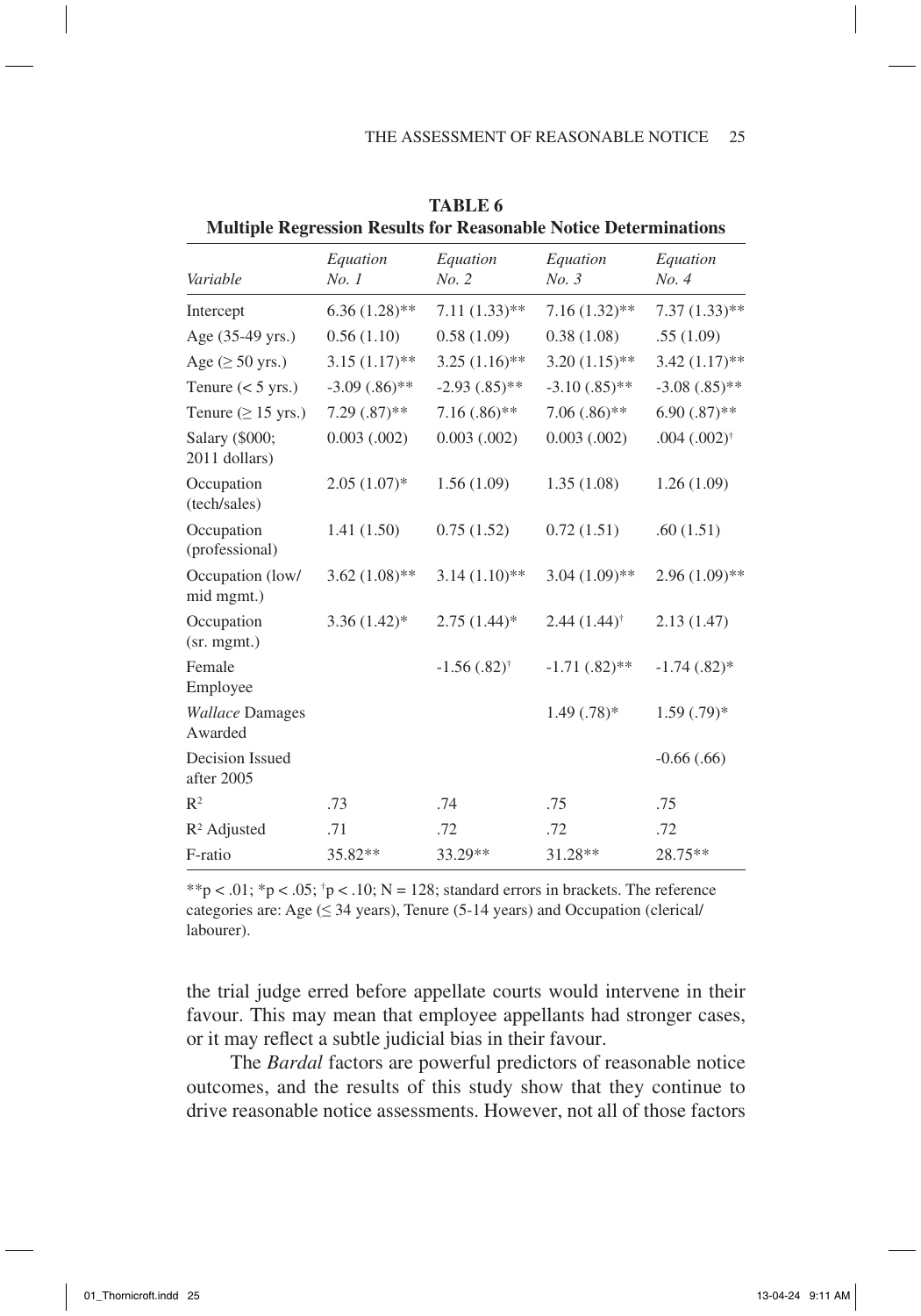**TABLE 6**
**Multiple Regression Results for Reasonable Notice Determinations**

| *Variable* | *Equation No. 1* | *Equation No. 2* | *Equation No. 3* | *Equation No. 4* |
|---|---|---|---|---|
| Intercept | 6.36 (1.28)** | 7.11 (1.33)** | 7.16 (1.32)** | 7.37 (1.33)** |
| Age (35-49 yrs.) | 0.56 (1.10) | 0.58 (1.09) | 0.38 (1.08) | .55 (1.09) |
| Age (≥ 50 yrs.) | 3.15 (1.17)** | 3.25 (1.16)** | 3.20 (1.15)** | 3.42 (1.17)** |
| Tenure (< 5 yrs.) | -3.09 (.86)** | -2.93 (.85)** | -3.10 (.85)** | -3.08 (.85)** |
| Tenure (≥ 15 yrs.) | 7.29 (.87)** | 7.16 (.86)** | 7.06 (.86)** | 6.90 (.87)** |
| Salary ($000; 2011 dollars) | 0.003 (.002) | 0.003 (.002) | 0.003 (.002) | .004 (.002)† |
| Occupation (tech/sales) | 2.05 (1.07)* | 1.56 (1.09) | 1.35 (1.08) | 1.26 (1.09) |
| Occupation (professional) | 1.41 (1.50) | 0.75 (1.52) | 0.72 (1.51) | .60 (1.51) |
| Occupation (low/mid mgmt.) | 3.62 (1.08)** | 3.14 (1.10)** | 3.04 (1.09)** | 2.96 (1.09)** |
| Occupation (sr. mgmt.) | 3.36 (1.42)* | 2.75 (1.44)* | 2.44 (1.44)† | 2.13 (1.47) |
| Female Employee | | -1.56 (.82)† | -1.71 (.82)** | -1.74 (.82)* |
| *Wallace* Damages Awarded | | | 1.49 (.78)* | 1.59 (.79)* |
| Decision Issued after 2005 | | | | -0.66 (.66) |
| $R^2$ | .73 | .74 | .75 | .75 |
| $R^2$ Adjusted | .71 | .72 | .72 | .72 |
| F-ratio | 35.82** | 33.29** | 31.28** | 28.75** |

**$p < .01$; *$p < .05$; †$p < .10$; N = 128; standard errors in brackets. The reference categories are: Age (≤ 34 years), Tenure (5-14 years) and Occupation (clerical/labourer).

the trial judge erred before appellate courts would intervene in their favour. This may mean that employee appellants had stronger cases, or it may reflect a subtle judicial bias in their favour.

The *Bardal* factors are powerful predictors of reasonable notice outcomes, and the results of this study show that they continue to drive reasonable notice assessments. However, not all of those factors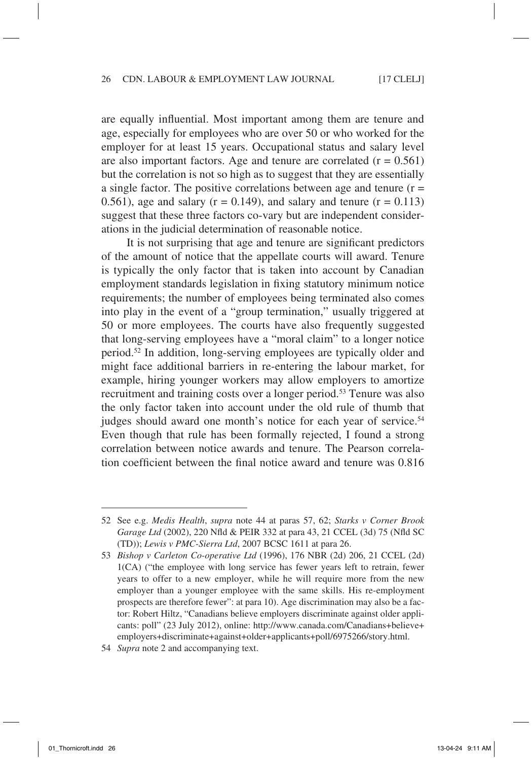are equally influential. Most important among them are tenure and age, especially for employees who are over 50 or who worked for the employer for at least 15 years. Occupational status and salary level are also important factors. Age and tenure are correlated ($r = 0.561$) but the correlation is not so high as to suggest that they are essentially a single factor. The positive correlations between age and tenure ($r = 0.561$), age and salary ($r = 0.149$), and salary and tenure ($r = 0.113$) suggest that these three factors co-vary but are independent considerations in the judicial determination of reasonable notice.

It is not surprising that age and tenure are significant predictors of the amount of notice that the appellate courts will award. Tenure is typically the only factor that is taken into account by Canadian employment standards legislation in fixing statutory minimum notice requirements; the number of employees being terminated also comes into play in the event of a "group termination," usually triggered at 50 or more employees. The courts have also frequently suggested that long-serving employees have a "moral claim" to a longer notice period.[52] In addition, long-serving employees are typically older and might face additional barriers in re-entering the labour market, for example, hiring younger workers may allow employers to amortize recruitment and training costs over a longer period.[53] Tenure was also the only factor taken into account under the old rule of thumb that judges should award one month's notice for each year of service.[54] Even though that rule has been formally rejected, I found a strong correlation between notice awards and tenure. The Pearson correlation coefficient between the final notice award and tenure was 0.816

---

52 See e.g. *Medis Health*, *supra* note 44 at paras 57, 62; *Starks v Corner Brook Garage Ltd* (2002), 220 Nfld & PEIR 332 at para 43, 21 CCEL (3d) 75 (Nfld SC (TD)); *Lewis v PMC-Sierra Ltd*, 2007 BCSC 1611 at para 26.

53 *Bishop v Carleton Co-operative Ltd* (1996), 176 NBR (2d) 206, 21 CCEL (2d) 1(CA) ("the employee with long service has fewer years left to retrain, fewer years to offer to a new employer, while he will require more from the new employer than a younger employee with the same skills. His re-employment prospects are therefore fewer": at para 10). Age discrimination may also be a factor: Robert Hiltz, "Canadians believe employers discriminate against older applicants: poll" (23 July 2012), online: http://www.canada.com/Canadians+believe+employers+discriminate+against+older+applicants+poll/6975266/story.html.

54 *Supra* note 2 and accompanying text.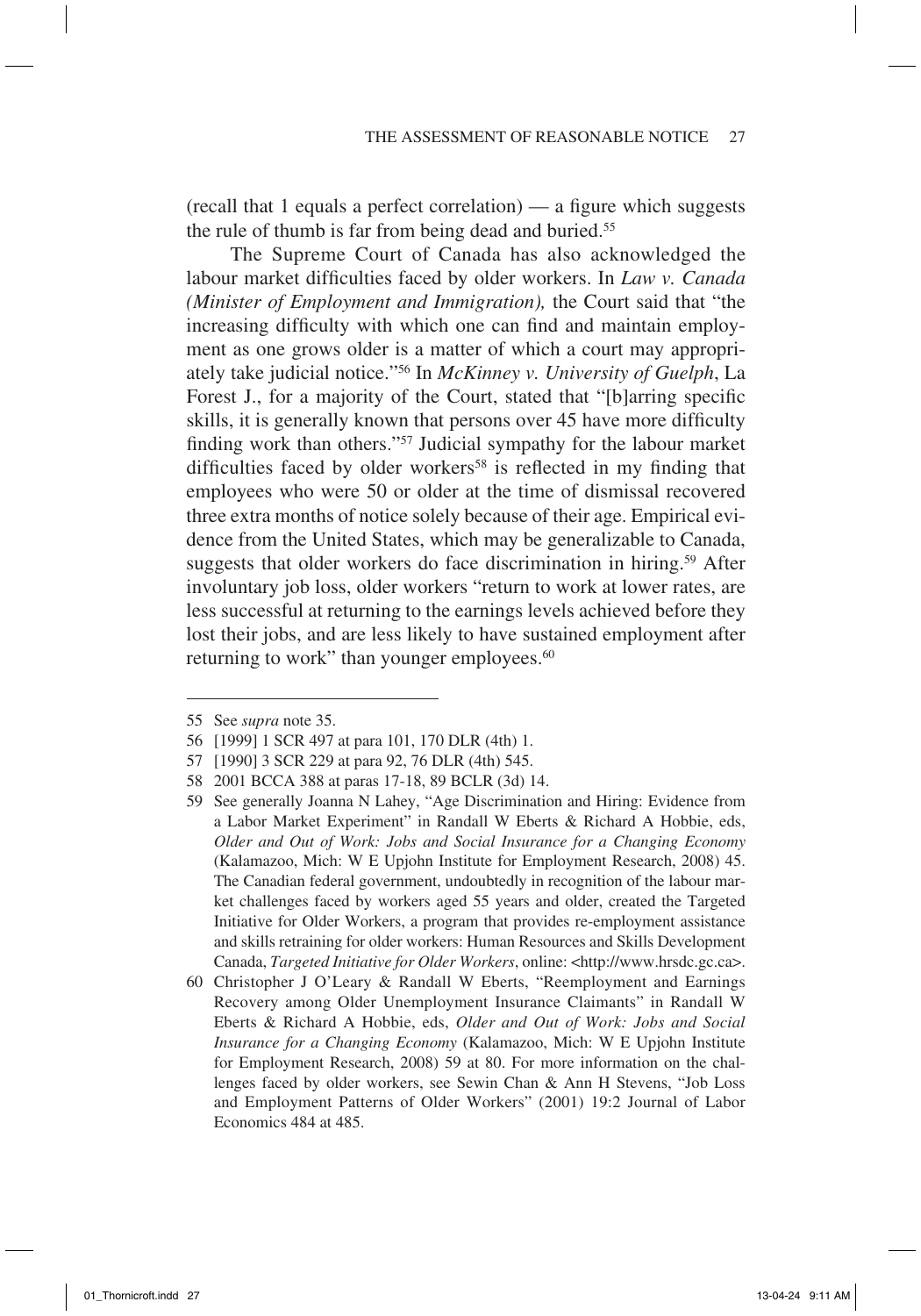(recall that 1 equals a perfect correlation) — a figure which suggests the rule of thumb is far from being dead and buried.[55]

The Supreme Court of Canada has also acknowledged the labour market difficulties faced by older workers. In *Law v. Canada (Minister of Employment and Immigration),* the Court said that "the increasing difficulty with which one can find and maintain employment as one grows older is a matter of which a court may appropriately take judicial notice."[56] In *McKinney v. University of Guelph*, La Forest J., for a majority of the Court, stated that "[b]arring specific skills, it is generally known that persons over 45 have more difficulty finding work than others."[57] Judicial sympathy for the labour market difficulties faced by older workers[58] is reflected in my finding that employees who were 50 or older at the time of dismissal recovered three extra months of notice solely because of their age. Empirical evidence from the United States, which may be generalizable to Canada, suggests that older workers do face discrimination in hiring.[59] After involuntary job loss, older workers "return to work at lower rates, are less successful at returning to the earnings levels achieved before they lost their jobs, and are less likely to have sustained employment after returning to work" than younger employees.[60]

---

55 See *supra* note 35.

56 [1999] 1 SCR 497 at para 101, 170 DLR (4th) 1.

57 [1990] 3 SCR 229 at para 92, 76 DLR (4th) 545.

58 2001 BCCA 388 at paras 17-18, 89 BCLR (3d) 14.

59 See generally Joanna N Lahey, "Age Discrimination and Hiring: Evidence from a Labor Market Experiment" in Randall W Eberts & Richard A Hobbie, eds, *Older and Out of Work: Jobs and Social Insurance for a Changing Economy* (Kalamazoo, Mich: W E Upjohn Institute for Employment Research, 2008) 45. The Canadian federal government, undoubtedly in recognition of the labour market challenges faced by workers aged 55 years and older, created the Targeted Initiative for Older Workers, a program that provides re-employment assistance and skills retraining for older workers: Human Resources and Skills Development Canada, *Targeted Initiative for Older Workers*, online: <http://www.hrsdc.gc.ca>.

60 Christopher J O'Leary & Randall W Eberts, "Reemployment and Earnings Recovery among Older Unemployment Insurance Claimants" in Randall W Eberts & Richard A Hobbie, eds, *Older and Out of Work: Jobs and Social Insurance for a Changing Economy* (Kalamazoo, Mich: W E Upjohn Institute for Employment Research, 2008) 59 at 80. For more information on the challenges faced by older workers, see Sewin Chan & Ann H Stevens, "Job Loss and Employment Patterns of Older Workers" (2001) 19:2 Journal of Labor Economics 484 at 485.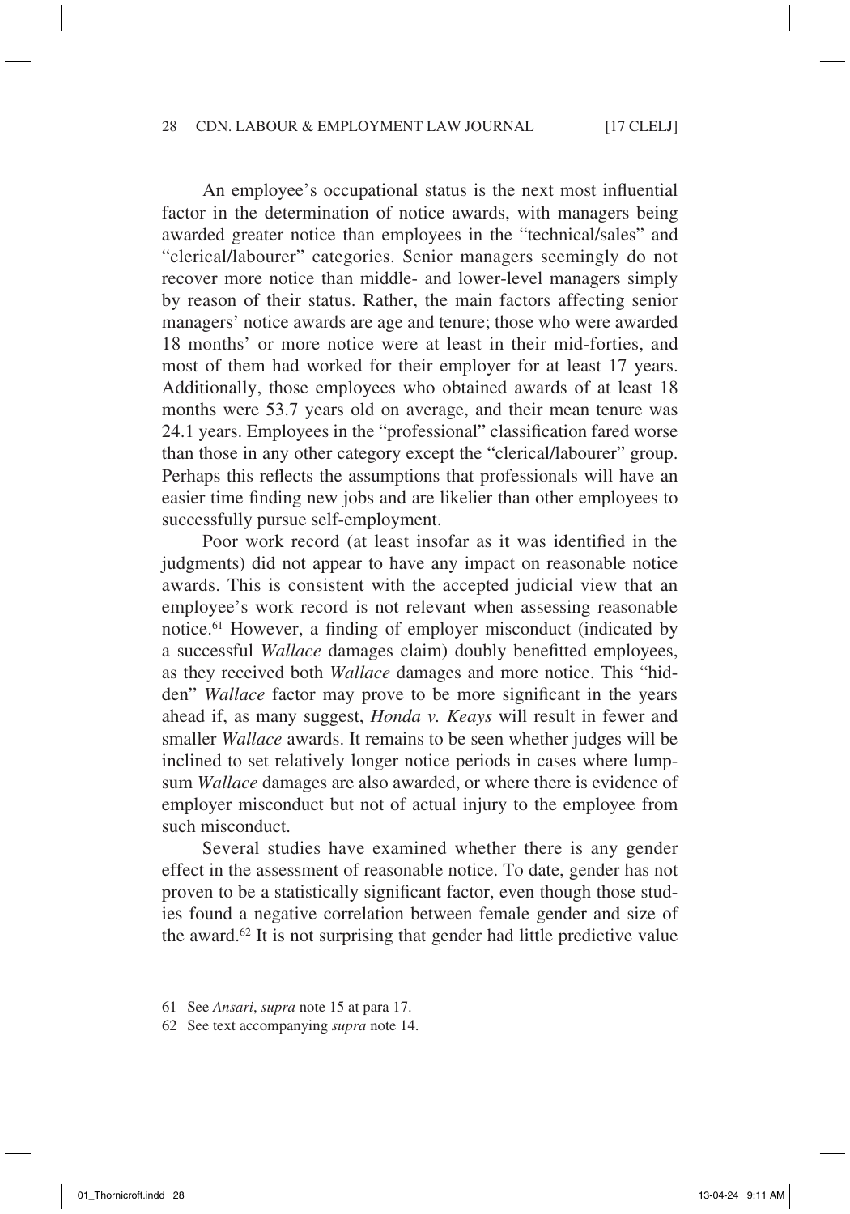An employee's occupational status is the next most influential factor in the determination of notice awards, with managers being awarded greater notice than employees in the "technical/sales" and "clerical/labourer" categories. Senior managers seemingly do not recover more notice than middle- and lower-level managers simply by reason of their status. Rather, the main factors affecting senior managers' notice awards are age and tenure; those who were awarded 18 months' or more notice were at least in their mid-forties, and most of them had worked for their employer for at least 17 years. Additionally, those employees who obtained awards of at least 18 months were 53.7 years old on average, and their mean tenure was 24.1 years. Employees in the "professional" classification fared worse than those in any other category except the "clerical/labourer" group. Perhaps this reflects the assumptions that professionals will have an easier time finding new jobs and are likelier than other employees to successfully pursue self-employment.

Poor work record (at least insofar as it was identified in the judgments) did not appear to have any impact on reasonable notice awards. This is consistent with the accepted judicial view that an employee's work record is not relevant when assessing reasonable notice.[61] However, a finding of employer misconduct (indicated by a successful *Wallace* damages claim) doubly benefitted employees, as they received both *Wallace* damages and more notice. This "hidden" *Wallace* factor may prove to be more significant in the years ahead if, as many suggest, *Honda v. Keays* will result in fewer and smaller *Wallace* awards. It remains to be seen whether judges will be inclined to set relatively longer notice periods in cases where lump-sum *Wallace* damages are also awarded, or where there is evidence of employer misconduct but not of actual injury to the employee from such misconduct.

Several studies have examined whether there is any gender effect in the assessment of reasonable notice. To date, gender has not proven to be a statistically significant factor, even though those studies found a negative correlation between female gender and size of the award.[62] It is not surprising that gender had little predictive value

---

61 See *Ansari*, *supra* note 15 at para 17.

62 See text accompanying *supra* note 14.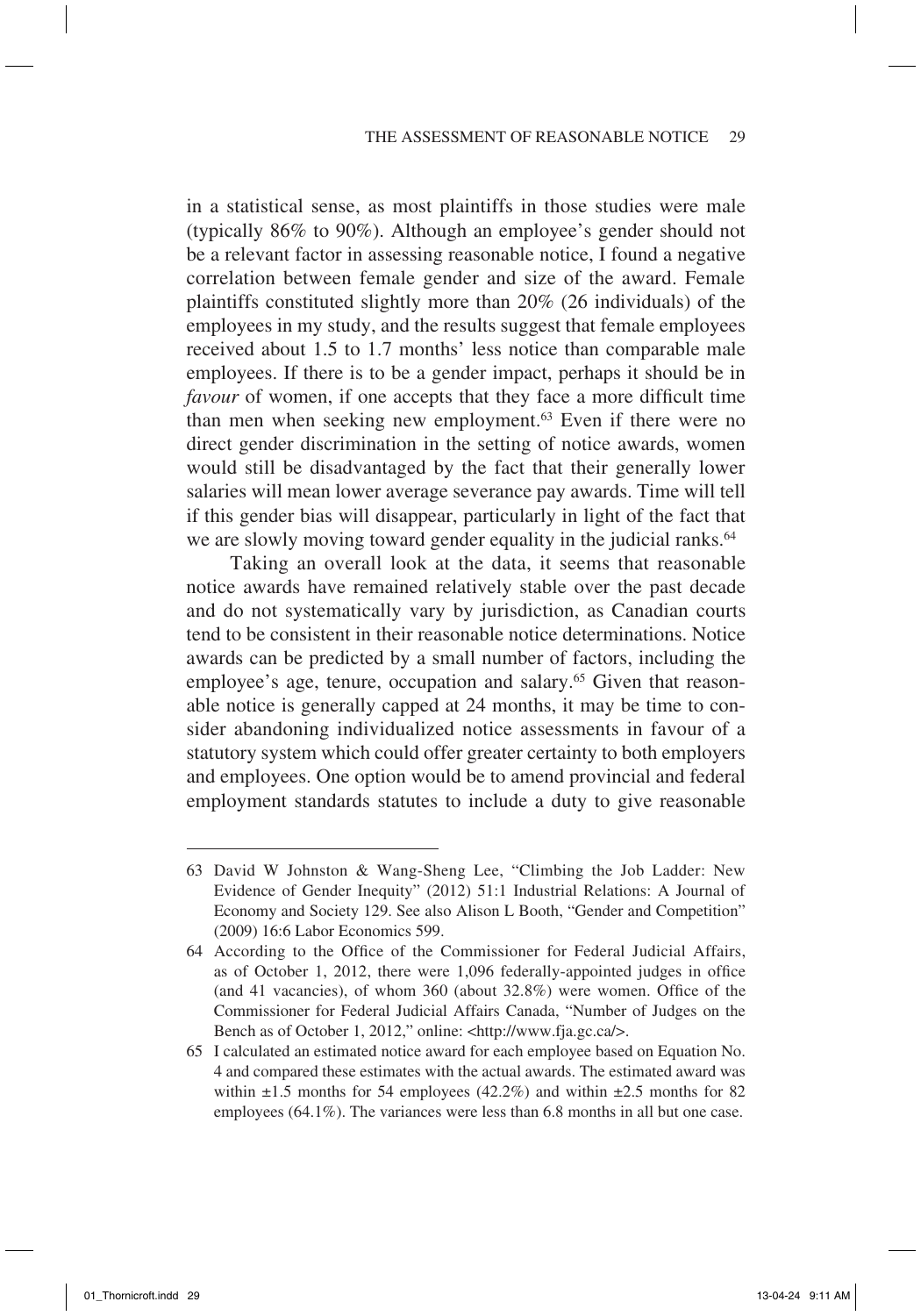in a statistical sense, as most plaintiffs in those studies were male (typically 86% to 90%). Although an employee's gender should not be a relevant factor in assessing reasonable notice, I found a negative correlation between female gender and size of the award. Female plaintiffs constituted slightly more than 20% (26 individuals) of the employees in my study, and the results suggest that female employees received about 1.5 to 1.7 months' less notice than comparable male employees. If there is to be a gender impact, perhaps it should be in *favour* of women, if one accepts that they face a more difficult time than men when seeking new employment.[63] Even if there were no direct gender discrimination in the setting of notice awards, women would still be disadvantaged by the fact that their generally lower salaries will mean lower average severance pay awards. Time will tell if this gender bias will disappear, particularly in light of the fact that we are slowly moving toward gender equality in the judicial ranks.[64]

Taking an overall look at the data, it seems that reasonable notice awards have remained relatively stable over the past decade and do not systematically vary by jurisdiction, as Canadian courts tend to be consistent in their reasonable notice determinations. Notice awards can be predicted by a small number of factors, including the employee's age, tenure, occupation and salary.[65] Given that reasonable notice is generally capped at 24 months, it may be time to consider abandoning individualized notice assessments in favour of a statutory system which could offer greater certainty to both employers and employees. One option would be to amend provincial and federal employment standards statutes to include a duty to give reasonable

---

63 David W Johnston & Wang-Sheng Lee, "Climbing the Job Ladder: New Evidence of Gender Inequity" (2012) 51:1 Industrial Relations: A Journal of Economy and Society 129. See also Alison L Booth, "Gender and Competition" (2009) 16:6 Labor Economics 599.

64 According to the Office of the Commissioner for Federal Judicial Affairs, as of October 1, 2012, there were 1,096 federally-appointed judges in office (and 41 vacancies), of whom 360 (about 32.8%) were women. Office of the Commissioner for Federal Judicial Affairs Canada, "Number of Judges on the Bench as of October 1, 2012," online: <http://www.fja.gc.ca/>.

65 I calculated an estimated notice award for each employee based on Equation No. 4 and compared these estimates with the actual awards. The estimated award was within ±1.5 months for 54 employees (42.2%) and within ±2.5 months for 82 employees (64.1%). The variances were less than 6.8 months in all but one case.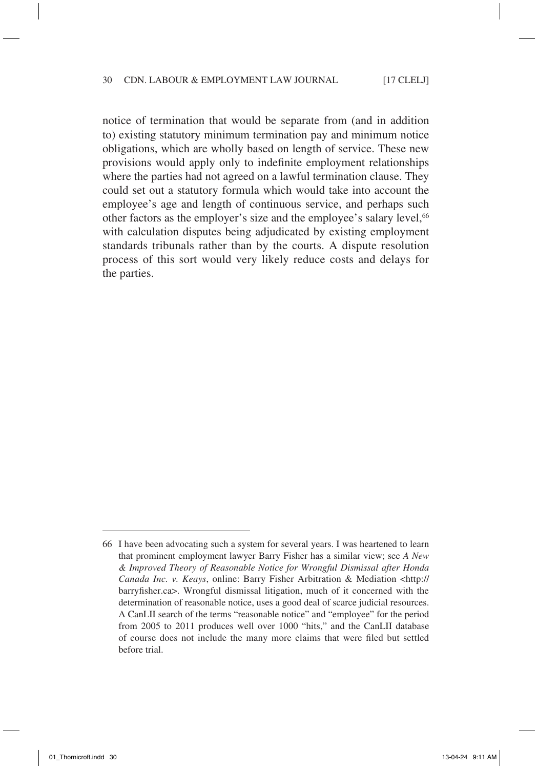notice of termination that would be separate from (and in addition to) existing statutory minimum termination pay and minimum notice obligations, which are wholly based on length of service. These new provisions would apply only to indefinite employment relationships where the parties had not agreed on a lawful termination clause. They could set out a statutory formula which would take into account the employee's age and length of continuous service, and perhaps such other factors as the employer's size and the employee's salary level,[66] with calculation disputes being adjudicated by existing employment standards tribunals rather than by the courts. A dispute resolution process of this sort would very likely reduce costs and delays for the parties.

---

66 I have been advocating such a system for several years. I was heartened to learn that prominent employment lawyer Barry Fisher has a similar view; see *A New & Improved Theory of Reasonable Notice for Wrongful Dismissal after Honda Canada Inc. v. Keays*, online: Barry Fisher Arbitration & Mediation <http://barryfisher.ca>. Wrongful dismissal litigation, much of it concerned with the determination of reasonable notice, uses a good deal of scarce judicial resources. A CanLII search of the terms "reasonable notice" and "employee" for the period from 2005 to 2011 produces well over 1000 "hits," and the CanLII database of course does not include the many more claims that were filed but settled before trial.